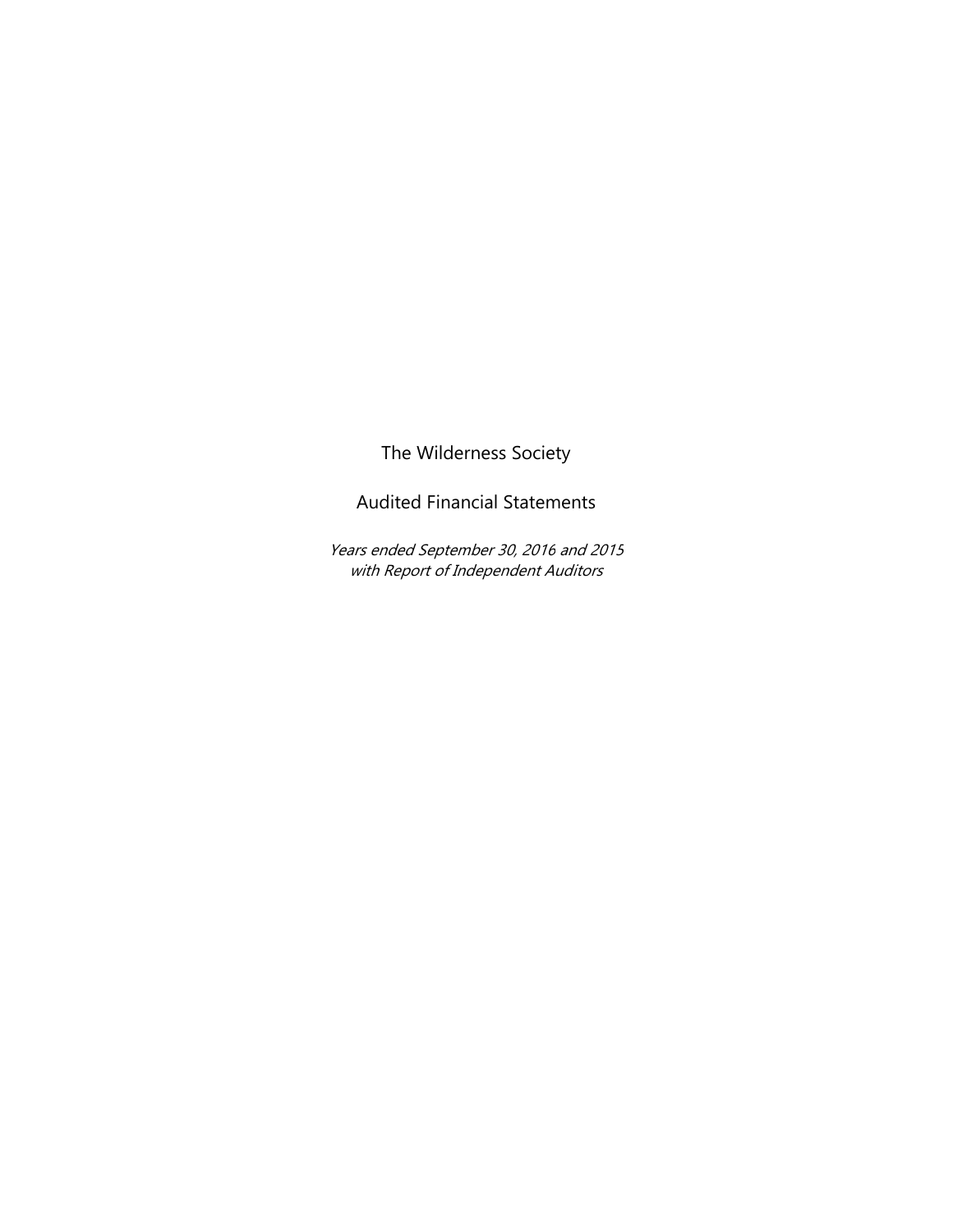# The Wilderness Society

## Audited Financial Statements

*Years ended September 30, 2016 and 2015*
*with Report of Independent Auditors*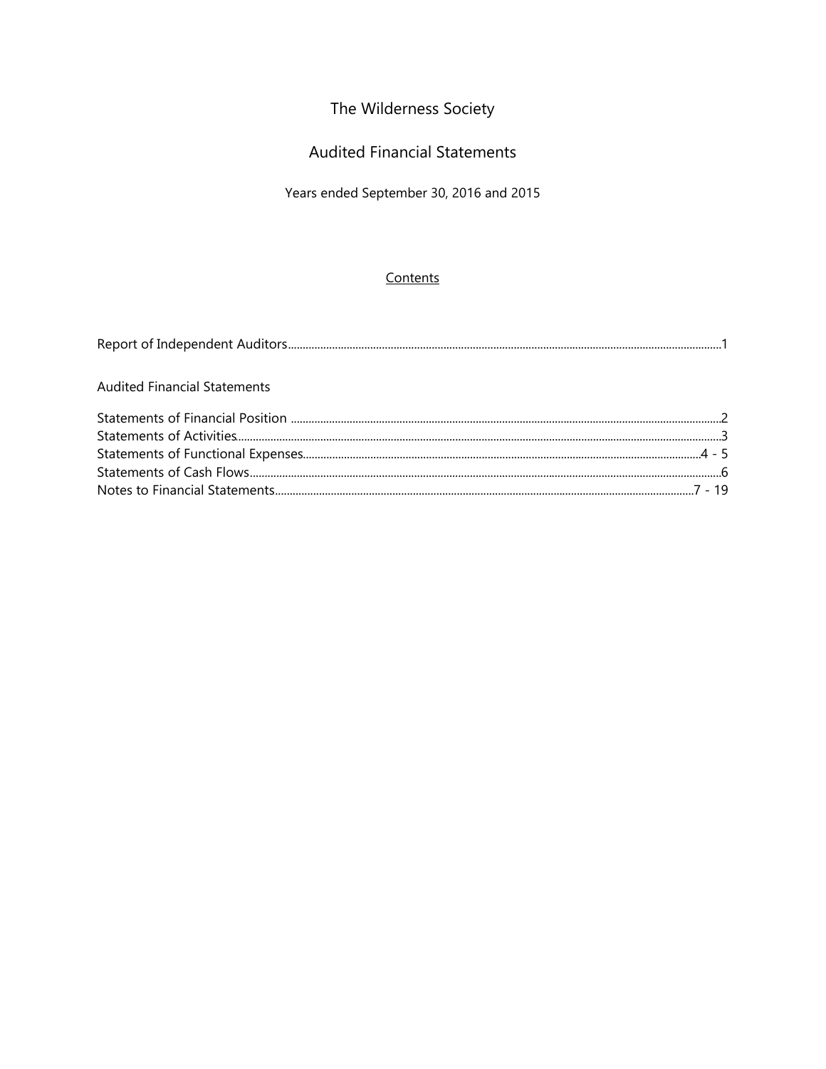# The Wilderness Society

## Audited Financial Statements

Years ended September 30, 2016 and 2015

### Contents

| | |
|---|---|
| Report of Independent Auditors | 1 |
| **Audited Financial Statements** | |
| Statements of Financial Position | 2 |
| Statements of Activities | 3 |
| Statements of Functional Expenses | 4 - 5 |
| Statements of Cash Flows | 6 |
| Notes to Financial Statements | 7 - 19 |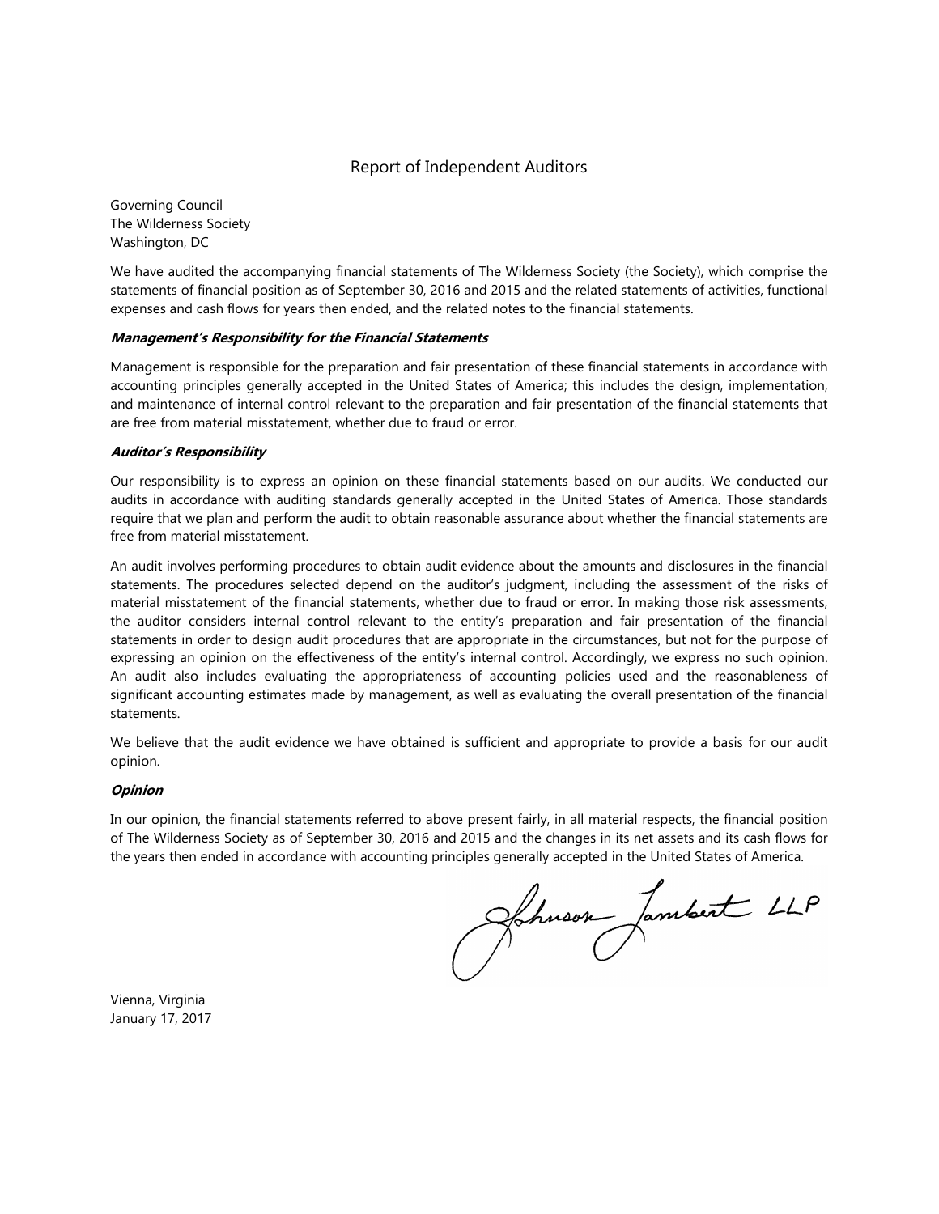# Report of Independent Auditors

Governing Council
The Wilderness Society
Washington, DC

We have audited the accompanying financial statements of The Wilderness Society (the Society), which comprise the statements of financial position as of September 30, 2016 and 2015 and the related statements of activities, functional expenses and cash flows for years then ended, and the related notes to the financial statements.

***Management's Responsibility for the Financial Statements***

Management is responsible for the preparation and fair presentation of these financial statements in accordance with accounting principles generally accepted in the United States of America; this includes the design, implementation, and maintenance of internal control relevant to the preparation and fair presentation of the financial statements that are free from material misstatement, whether due to fraud or error.

***Auditor's Responsibility***

Our responsibility is to express an opinion on these financial statements based on our audits. We conducted our audits in accordance with auditing standards generally accepted in the United States of America. Those standards require that we plan and perform the audit to obtain reasonable assurance about whether the financial statements are free from material misstatement.

An audit involves performing procedures to obtain audit evidence about the amounts and disclosures in the financial statements. The procedures selected depend on the auditor's judgment, including the assessment of the risks of material misstatement of the financial statements, whether due to fraud or error. In making those risk assessments, the auditor considers internal control relevant to the entity's preparation and fair presentation of the financial statements in order to design audit procedures that are appropriate in the circumstances, but not for the purpose of expressing an opinion on the effectiveness of the entity's internal control. Accordingly, we express no such opinion. An audit also includes evaluating the appropriateness of accounting policies used and the reasonableness of significant accounting estimates made by management, as well as evaluating the overall presentation of the financial statements.

We believe that the audit evidence we have obtained is sufficient and appropriate to provide a basis for our audit opinion.

***Opinion***

In our opinion, the financial statements referred to above present fairly, in all material respects, the financial position of The Wilderness Society as of September 30, 2016 and 2015 and the changes in its net assets and its cash flows for the years then ended in accordance with accounting principles generally accepted in the United States of America.

Johnson Lambert LLP

Vienna, Virginia
January 17, 2017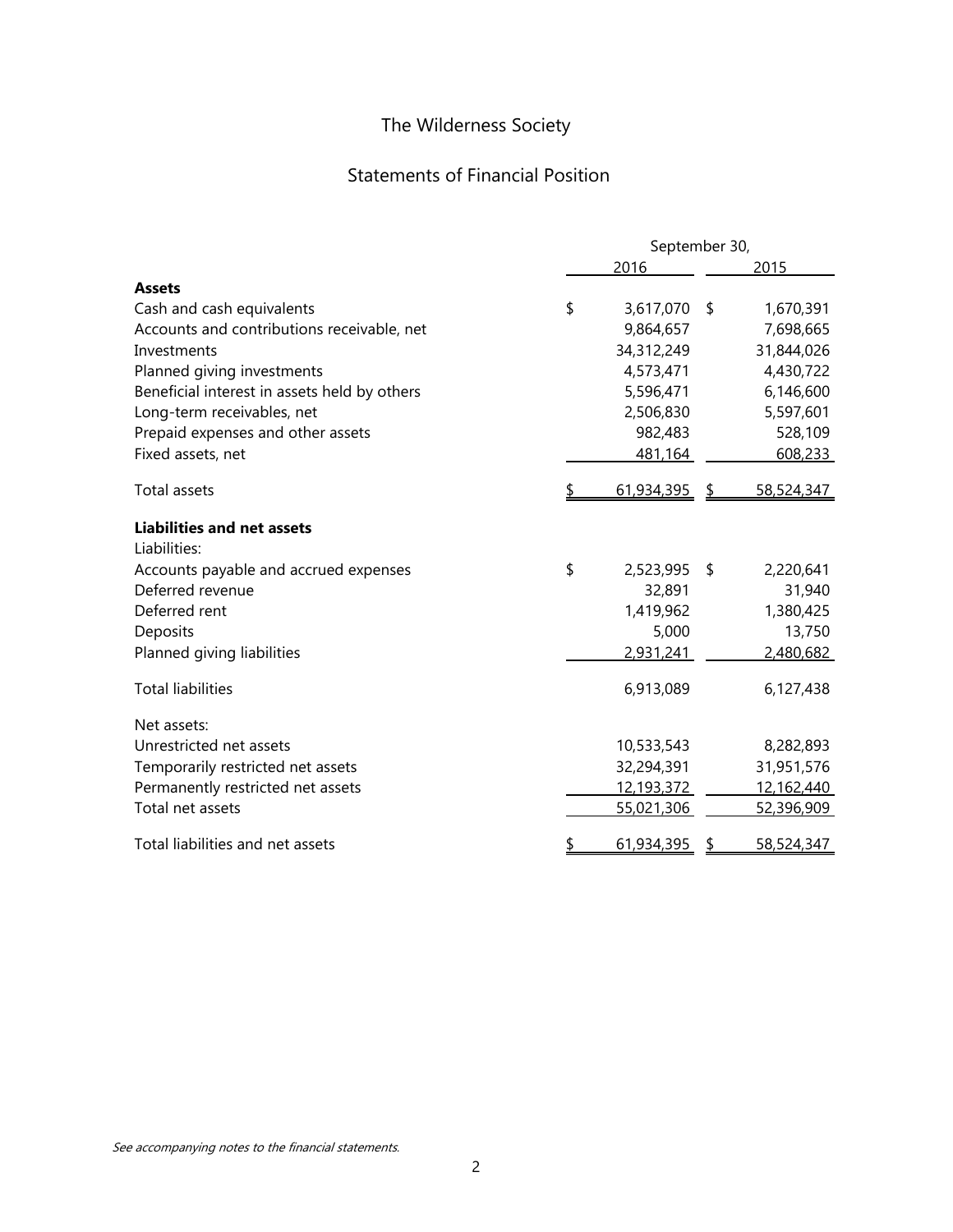# The Wilderness Society

## Statements of Financial Position

| | September 30, 2016 | September 30, 2015 |
|---|---|---|
| **Assets** | | |
| Cash and cash equivalents | $ 3,617,070 | $ 1,670,391 |
| Accounts and contributions receivable, net | 9,864,657 | 7,698,665 |
| Investments | 34,312,249 | 31,844,026 |
| Planned giving investments | 4,573,471 | 4,430,722 |
| Beneficial interest in assets held by others | 5,596,471 | 6,146,600 |
| Long-term receivables, net | 2,506,830 | 5,597,601 |
| Prepaid expenses and other assets | 982,483 | 528,109 |
| Fixed assets, net | 481,164 | 608,233 |
| Total assets | $ 61,934,395 | $ 58,524,347 |
| **Liabilities and net assets** | | |
| Liabilities: | | |
| Accounts payable and accrued expenses | $ 2,523,995 | $ 2,220,641 |
| Deferred revenue | 32,891 | 31,940 |
| Deferred rent | 1,419,962 | 1,380,425 |
| Deposits | 5,000 | 13,750 |
| Planned giving liabilities | 2,931,241 | 2,480,682 |
| Total liabilities | 6,913,089 | 6,127,438 |
| Net assets: | | |
| Unrestricted net assets | 10,533,543 | 8,282,893 |
| Temporarily restricted net assets | 32,294,391 | 31,951,576 |
| Permanently restricted net assets | 12,193,372 | 12,162,440 |
| Total net assets | 55,021,306 | 52,396,909 |
| Total liabilities and net assets | $ 61,934,395 | $ 58,524,347 |

*See accompanying notes to the financial statements.*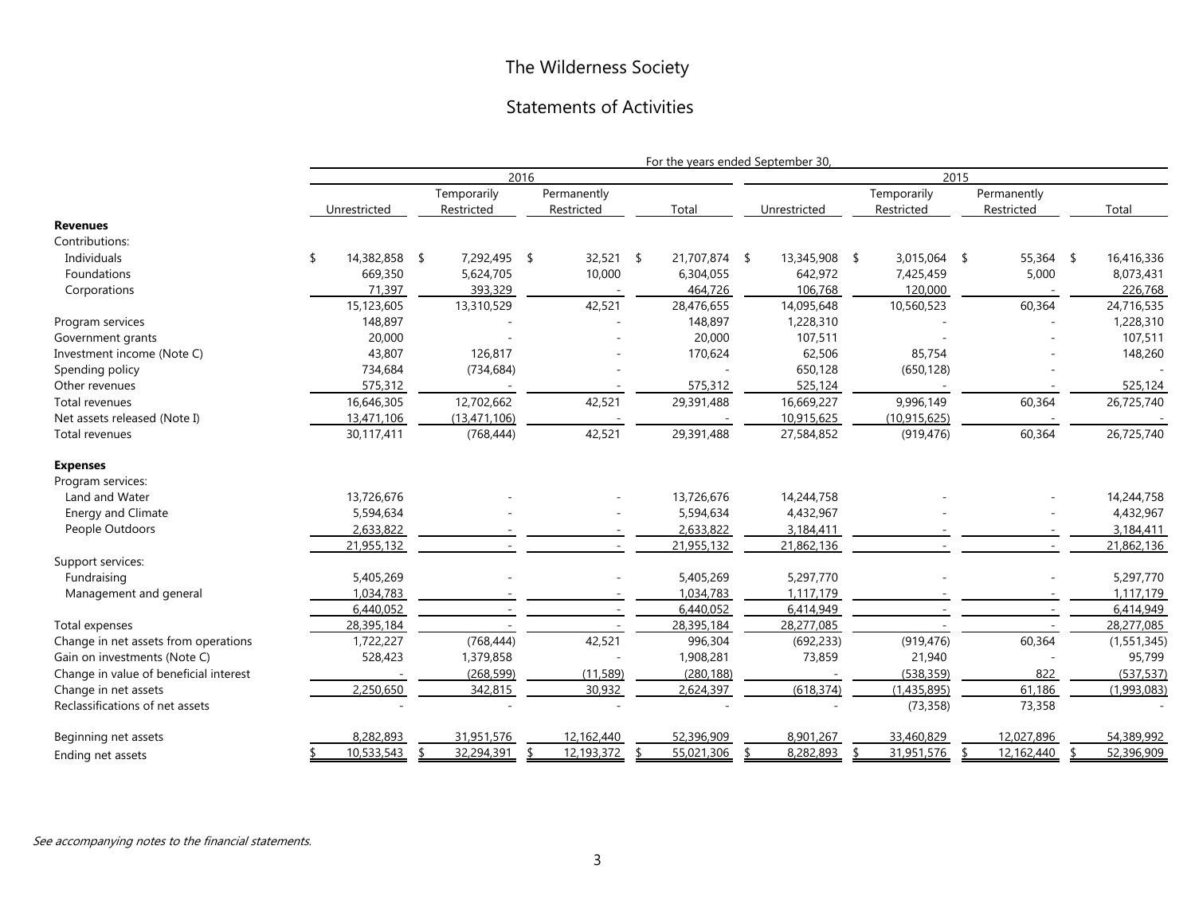# The Wilderness Society

## Statements of Activities

| | For the years ended September 30, | | | | | | | |
|---|---|---|---|---|---|---|---|---|
| | 2016 | | | | 2015 | | | |
| | Unrestricted | Temporarily Restricted | Permanently Restricted | Total | Unrestricted | Temporarily Restricted | Permanently Restricted | Total |
| **Revenues** | | | | | | | | |
| Contributions: | | | | | | | | |
| Individuals | $ 14,382,858 | $ 7,292,495 | $ 32,521 | $ 21,707,874 | $ 13,345,908 | $ 3,015,064 | $ 55,364 | $ 16,416,336 |
| Foundations | 669,350 | 5,624,705 | 10,000 | 6,304,055 | 642,972 | 7,425,459 | 5,000 | 8,073,431 |
| Corporations | 71,397 | 393,329 | - | 464,726 | 106,768 | 120,000 | - | 226,768 |
| | 15,123,605 | 13,310,529 | 42,521 | 28,476,655 | 14,095,648 | 10,560,523 | 60,364 | 24,716,535 |
| Program services | 148,897 | - | - | 148,897 | 1,228,310 | - | - | 1,228,310 |
| Government grants | 20,000 | - | - | 20,000 | 107,511 | - | - | 107,511 |
| Investment income (Note C) | 43,807 | 126,817 | - | 170,624 | 62,506 | 85,754 | - | 148,260 |
| Spending policy | 734,684 | (734,684) | - | - | 650,128 | (650,128) | - | - |
| Other revenues | 575,312 | - | - | 575,312 | 525,124 | - | - | 525,124 |
| Total revenues | 16,646,305 | 12,702,662 | 42,521 | 29,391,488 | 16,669,227 | 9,996,149 | 60,364 | 26,725,740 |
| Net assets released (Note I) | 13,471,106 | (13,471,106) | - | - | 10,915,625 | (10,915,625) | - | - |
| Total revenues | 30,117,411 | (768,444) | 42,521 | 29,391,488 | 27,584,852 | (919,476) | 60,364 | 26,725,740 |
| **Expenses** | | | | | | | | |
| Program services: | | | | | | | | |
| Land and Water | 13,726,676 | - | - | 13,726,676 | 14,244,758 | - | - | 14,244,758 |
| Energy and Climate | 5,594,634 | - | - | 5,594,634 | 4,432,967 | - | - | 4,432,967 |
| People Outdoors | 2,633,822 | - | - | 2,633,822 | 3,184,411 | - | - | 3,184,411 |
| | 21,955,132 | - | - | 21,955,132 | 21,862,136 | - | - | 21,862,136 |
| Support services: | | | | | | | | |
| Fundraising | 5,405,269 | - | - | 5,405,269 | 5,297,770 | - | - | 5,297,770 |
| Management and general | 1,034,783 | - | - | 1,034,783 | 1,117,179 | - | - | 1,117,179 |
| | 6,440,052 | - | - | 6,440,052 | 6,414,949 | - | - | 6,414,949 |
| Total expenses | 28,395,184 | - | - | 28,395,184 | 28,277,085 | - | - | 28,277,085 |
| Change in net assets from operations | 1,722,227 | (768,444) | 42,521 | 996,304 | (692,233) | (919,476) | 60,364 | (1,551,345) |
| Gain on investments (Note C) | 528,423 | 1,379,858 | - | 1,908,281 | 73,859 | 21,940 | - | 95,799 |
| Change in value of beneficial interest | - | (268,599) | (11,589) | (280,188) | - | (538,359) | 822 | (537,537) |
| Change in net assets | 2,250,650 | 342,815 | 30,932 | 2,624,397 | (618,374) | (1,435,895) | 61,186 | (1,993,083) |
| Reclassifications of net assets | - | - | - | - | - | (73,358) | 73,358 | - |
| Beginning net assets | 8,282,893 | 31,951,576 | 12,162,440 | 52,396,909 | 8,901,267 | 33,460,829 | 12,027,896 | 54,389,992 |
| Ending net assets | $ 10,533,543 | $ 32,294,391 | $ 12,193,372 | $ 55,021,306 | $ 8,282,893 | $ 31,951,576 | $ 12,162,440 | $ 52,396,909 |

*See accompanying notes to the financial statements.*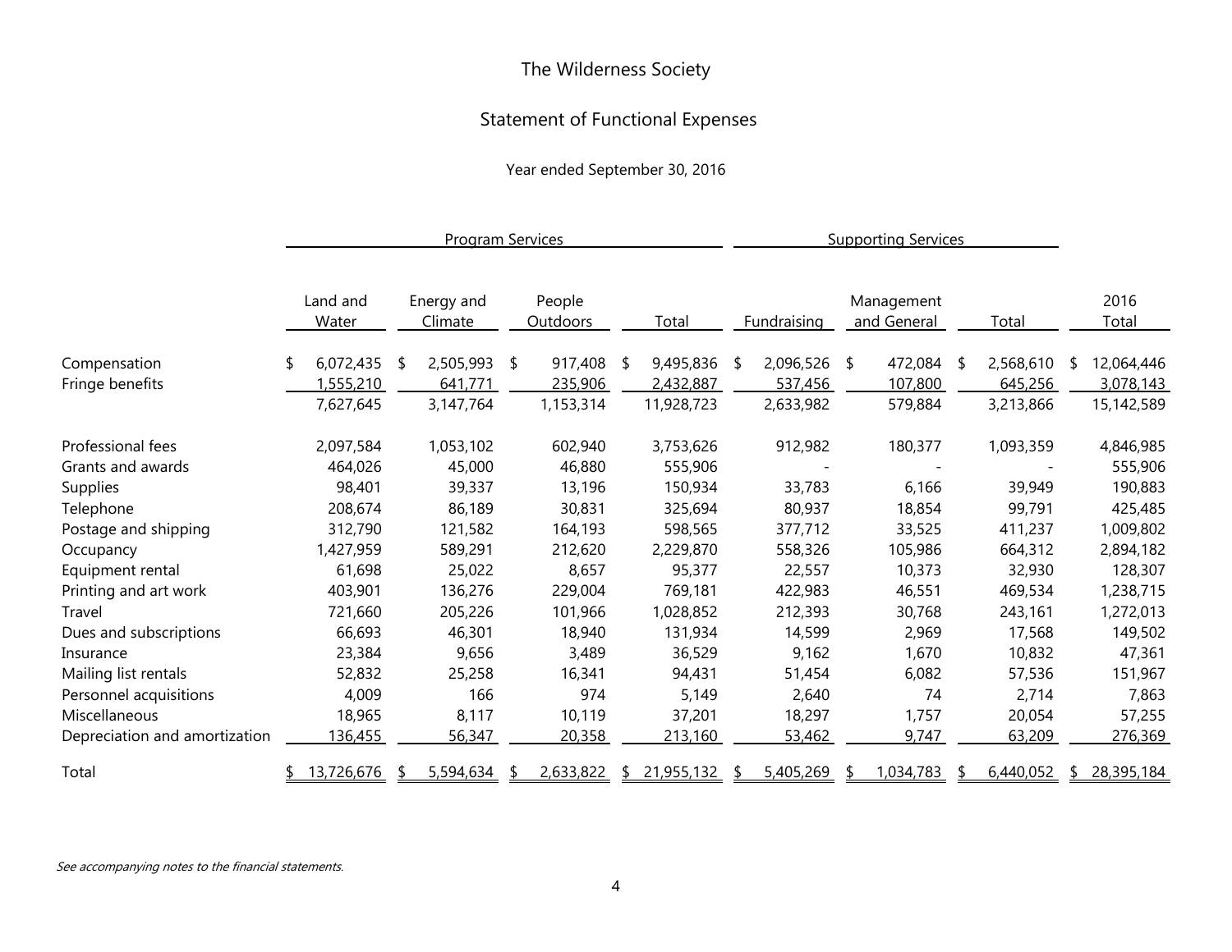# The Wilderness Society

## Statement of Functional Expenses

Year ended September 30, 2016

| | Program Services | | | | Supporting Services | | | |
|---|---|---|---|---|---|---|---|---|
| | Land and Water | Energy and Climate | People Outdoors | Total | Fundraising | Management and General | Total | 2016 Total |
| Compensation | $ 6,072,435 | $ 2,505,993 | $ 917,408 | $ 9,495,836 | $ 2,096,526 | $ 472,084 | $ 2,568,610 | $ 12,064,446 |
| Fringe benefits | 1,555,210 | 641,771 | 235,906 | 2,432,887 | 537,456 | 107,800 | 645,256 | 3,078,143 |
| | 7,627,645 | 3,147,764 | 1,153,314 | 11,928,723 | 2,633,982 | 579,884 | 3,213,866 | 15,142,589 |
| Professional fees | 2,097,584 | 1,053,102 | 602,940 | 3,753,626 | 912,982 | 180,377 | 1,093,359 | 4,846,985 |
| Grants and awards | 464,026 | 45,000 | 46,880 | 555,906 | - | - | - | 555,906 |
| Supplies | 98,401 | 39,337 | 13,196 | 150,934 | 33,783 | 6,166 | 39,949 | 190,883 |
| Telephone | 208,674 | 86,189 | 30,831 | 325,694 | 80,937 | 18,854 | 99,791 | 425,485 |
| Postage and shipping | 312,790 | 121,582 | 164,193 | 598,565 | 377,712 | 33,525 | 411,237 | 1,009,802 |
| Occupancy | 1,427,959 | 589,291 | 212,620 | 2,229,870 | 558,326 | 105,986 | 664,312 | 2,894,182 |
| Equipment rental | 61,698 | 25,022 | 8,657 | 95,377 | 22,557 | 10,373 | 32,930 | 128,307 |
| Printing and art work | 403,901 | 136,276 | 229,004 | 769,181 | 422,983 | 46,551 | 469,534 | 1,238,715 |
| Travel | 721,660 | 205,226 | 101,966 | 1,028,852 | 212,393 | 30,768 | 243,161 | 1,272,013 |
| Dues and subscriptions | 66,693 | 46,301 | 18,940 | 131,934 | 14,599 | 2,969 | 17,568 | 149,502 |
| Insurance | 23,384 | 9,656 | 3,489 | 36,529 | 9,162 | 1,670 | 10,832 | 47,361 |
| Mailing list rentals | 52,832 | 25,258 | 16,341 | 94,431 | 51,454 | 6,082 | 57,536 | 151,967 |
| Personnel acquisitions | 4,009 | 166 | 974 | 5,149 | 2,640 | 74 | 2,714 | 7,863 |
| Miscellaneous | 18,965 | 8,117 | 10,119 | 37,201 | 18,297 | 1,757 | 20,054 | 57,255 |
| Depreciation and amortization | 136,455 | 56,347 | 20,358 | 213,160 | 53,462 | 9,747 | 63,209 | 276,369 |
| Total | $ 13,726,676 | $ 5,594,634 | $ 2,633,822 | $ 21,955,132 | $ 5,405,269 | $ 1,034,783 | $ 6,440,052 | $ 28,395,184 |

*See accompanying notes to the financial statements.*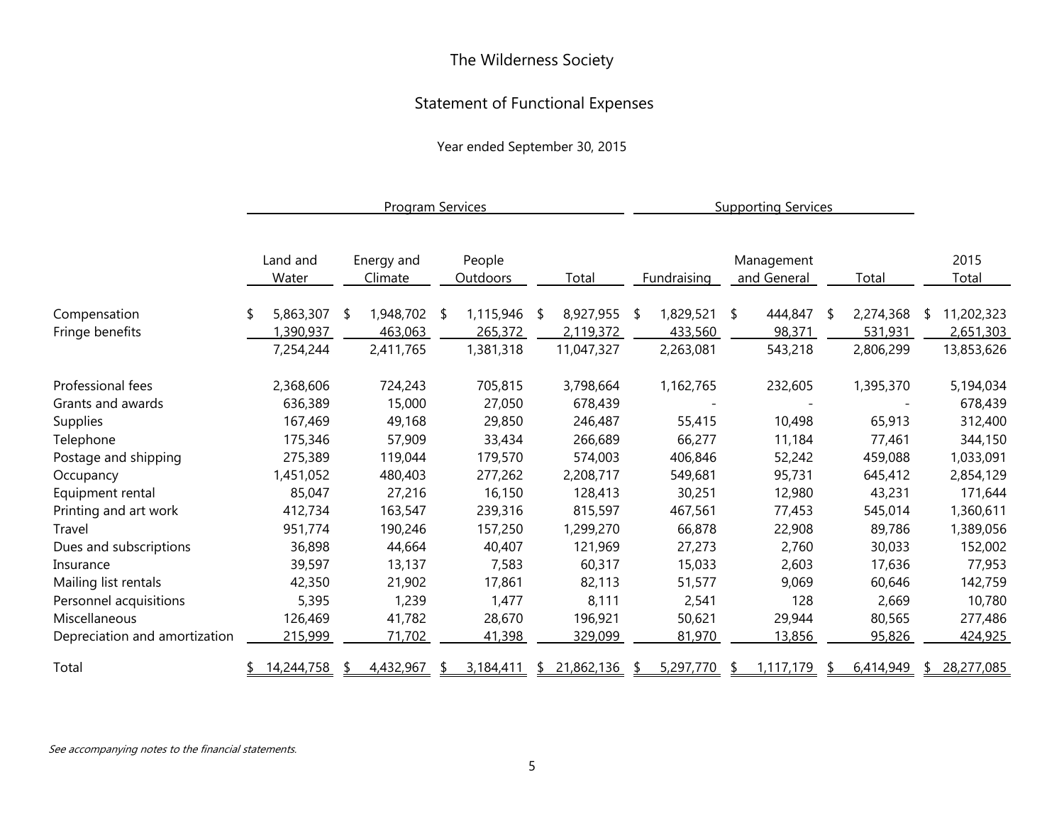# The Wilderness Society

## Statement of Functional Expenses

Year ended September 30, 2015

| | Program Services | | | | Supporting Services | | | |
|---|---|---|---|---|---|---|---|---|
| | Land and Water | Energy and Climate | People Outdoors | Total | Fundraising | Management and General | Total | 2015 Total |
| Compensation | $ 5,863,307 | $ 1,948,702 | $ 1,115,946 | $ 8,927,955 | $ 1,829,521 | $ 444,847 | $ 2,274,368 | $ 11,202,323 |
| Fringe benefits | 1,390,937 | 463,063 | 265,372 | 2,119,372 | 433,560 | 98,371 | 531,931 | 2,651,303 |
| | 7,254,244 | 2,411,765 | 1,381,318 | 11,047,327 | 2,263,081 | 543,218 | 2,806,299 | 13,853,626 |
| Professional fees | 2,368,606 | 724,243 | 705,815 | 3,798,664 | 1,162,765 | 232,605 | 1,395,370 | 5,194,034 |
| Grants and awards | 636,389 | 15,000 | 27,050 | 678,439 | - | - | - | 678,439 |
| Supplies | 167,469 | 49,168 | 29,850 | 246,487 | 55,415 | 10,498 | 65,913 | 312,400 |
| Telephone | 175,346 | 57,909 | 33,434 | 266,689 | 66,277 | 11,184 | 77,461 | 344,150 |
| Postage and shipping | 275,389 | 119,044 | 179,570 | 574,003 | 406,846 | 52,242 | 459,088 | 1,033,091 |
| Occupancy | 1,451,052 | 480,403 | 277,262 | 2,208,717 | 549,681 | 95,731 | 645,412 | 2,854,129 |
| Equipment rental | 85,047 | 27,216 | 16,150 | 128,413 | 30,251 | 12,980 | 43,231 | 171,644 |
| Printing and art work | 412,734 | 163,547 | 239,316 | 815,597 | 467,561 | 77,453 | 545,014 | 1,360,611 |
| Travel | 951,774 | 190,246 | 157,250 | 1,299,270 | 66,878 | 22,908 | 89,786 | 1,389,056 |
| Dues and subscriptions | 36,898 | 44,664 | 40,407 | 121,969 | 27,273 | 2,760 | 30,033 | 152,002 |
| Insurance | 39,597 | 13,137 | 7,583 | 60,317 | 15,033 | 2,603 | 17,636 | 77,953 |
| Mailing list rentals | 42,350 | 21,902 | 17,861 | 82,113 | 51,577 | 9,069 | 60,646 | 142,759 |
| Personnel acquisitions | 5,395 | 1,239 | 1,477 | 8,111 | 2,541 | 128 | 2,669 | 10,780 |
| Miscellaneous | 126,469 | 41,782 | 28,670 | 196,921 | 50,621 | 29,944 | 80,565 | 277,486 |
| Depreciation and amortization | 215,999 | 71,702 | 41,398 | 329,099 | 81,970 | 13,856 | 95,826 | 424,925 |
| Total | $ 14,244,758 | $ 4,432,967 | $ 3,184,411 | $ 21,862,136 | $ 5,297,770 | $ 1,117,179 | $ 6,414,949 | $ 28,277,085 |

*See accompanying notes to the financial statements.*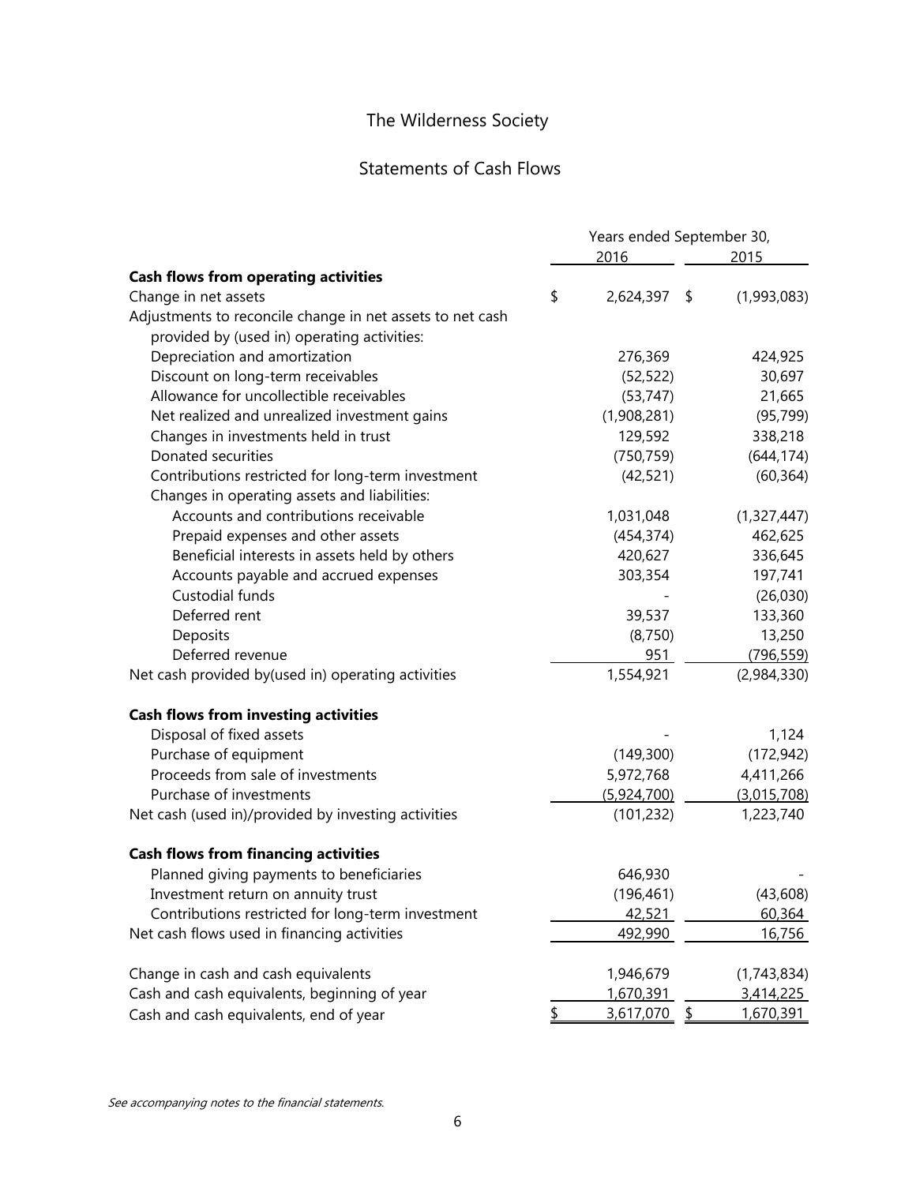# The Wilderness Society

## Statements of Cash Flows

| | Years ended September 30, 2016 | 2015 |
|---|---|---|
| **Cash flows from operating activities** | | |
| Change in net assets | $ 2,624,397 | $ (1,993,083) |
| Adjustments to reconcile change in net assets to net cash provided by (used in) operating activities: | | |
| Depreciation and amortization | 276,369 | 424,925 |
| Discount on long-term receivables | (52,522) | 30,697 |
| Allowance for uncollectible receivables | (53,747) | 21,665 |
| Net realized and unrealized investment gains | (1,908,281) | (95,799) |
| Changes in investments held in trust | 129,592 | 338,218 |
| Donated securities | (750,759) | (644,174) |
| Contributions restricted for long-term investment | (42,521) | (60,364) |
| Changes in operating assets and liabilities: | | |
| Accounts and contributions receivable | 1,031,048 | (1,327,447) |
| Prepaid expenses and other assets | (454,374) | 462,625 |
| Beneficial interests in assets held by others | 420,627 | 336,645 |
| Accounts payable and accrued expenses | 303,354 | 197,741 |
| Custodial funds | - | (26,030) |
| Deferred rent | 39,537 | 133,360 |
| Deposits | (8,750) | 13,250 |
| Deferred revenue | 951 | (796,559) |
| Net cash provided by(used in) operating activities | 1,554,921 | (2,984,330) |
| **Cash flows from investing activities** | | |
| Disposal of fixed assets | - | 1,124 |
| Purchase of equipment | (149,300) | (172,942) |
| Proceeds from sale of investments | 5,972,768 | 4,411,266 |
| Purchase of investments | (5,924,700) | (3,015,708) |
| Net cash (used in)/provided by investing activities | (101,232) | 1,223,740 |
| **Cash flows from financing activities** | | |
| Planned giving payments to beneficiaries | 646,930 | - |
| Investment return on annuity trust | (196,461) | (43,608) |
| Contributions restricted for long-term investment | 42,521 | 60,364 |
| Net cash flows used in financing activities | 492,990 | 16,756 |
| Change in cash and cash equivalents | 1,946,679 | (1,743,834) |
| Cash and cash equivalents, beginning of year | 1,670,391 | 3,414,225 |
| Cash and cash equivalents, end of year | $ 3,617,070 | $ 1,670,391 |

*See accompanying notes to the financial statements.*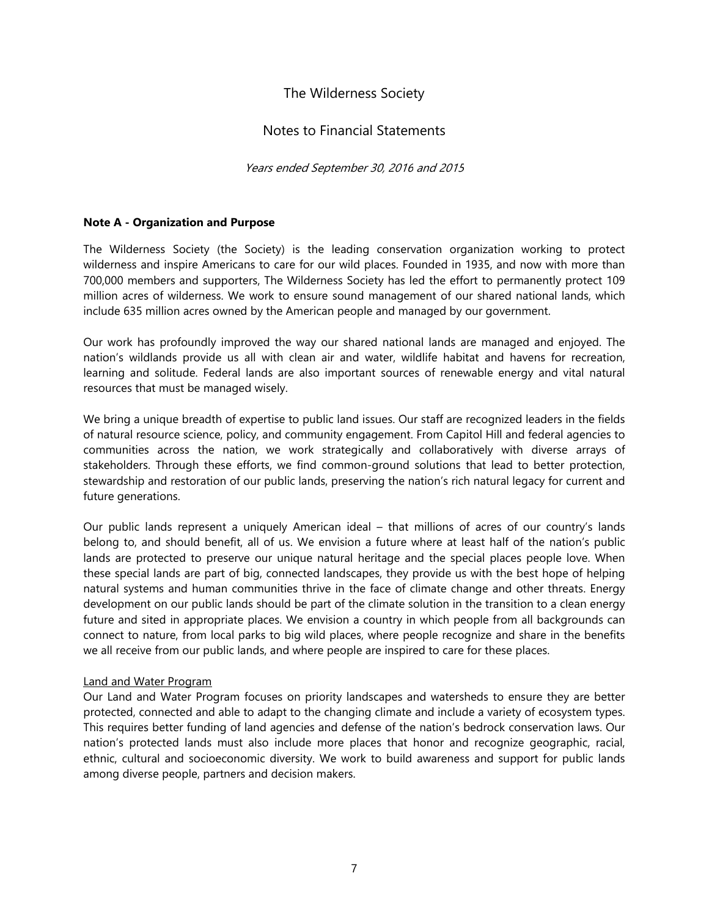# The Wilderness Society

## Notes to Financial Statements

*Years ended September 30, 2016 and 2015*

**Note A - Organization and Purpose**

The Wilderness Society (the Society) is the leading conservation organization working to protect wilderness and inspire Americans to care for our wild places. Founded in 1935, and now with more than 700,000 members and supporters, The Wilderness Society has led the effort to permanently protect 109 million acres of wilderness. We work to ensure sound management of our shared national lands, which include 635 million acres owned by the American people and managed by our government.

Our work has profoundly improved the way our shared national lands are managed and enjoyed. The nation's wildlands provide us all with clean air and water, wildlife habitat and havens for recreation, learning and solitude. Federal lands are also important sources of renewable energy and vital natural resources that must be managed wisely.

We bring a unique breadth of expertise to public land issues. Our staff are recognized leaders in the fields of natural resource science, policy, and community engagement. From Capitol Hill and federal agencies to communities across the nation, we work strategically and collaboratively with diverse arrays of stakeholders. Through these efforts, we find common-ground solutions that lead to better protection, stewardship and restoration of our public lands, preserving the nation's rich natural legacy for current and future generations.

Our public lands represent a uniquely American ideal – that millions of acres of our country's lands belong to, and should benefit, all of us. We envision a future where at least half of the nation's public lands are protected to preserve our unique natural heritage and the special places people love. When these special lands are part of big, connected landscapes, they provide us with the best hope of helping natural systems and human communities thrive in the face of climate change and other threats. Energy development on our public lands should be part of the climate solution in the transition to a clean energy future and sited in appropriate places. We envision a country in which people from all backgrounds can connect to nature, from local parks to big wild places, where people recognize and share in the benefits we all receive from our public lands, and where people are inspired to care for these places.

Land and Water Program

Our Land and Water Program focuses on priority landscapes and watersheds to ensure they are better protected, connected and able to adapt to the changing climate and include a variety of ecosystem types. This requires better funding of land agencies and defense of the nation's bedrock conservation laws. Our nation's protected lands must also include more places that honor and recognize geographic, racial, ethnic, cultural and socioeconomic diversity. We work to build awareness and support for public lands among diverse people, partners and decision makers.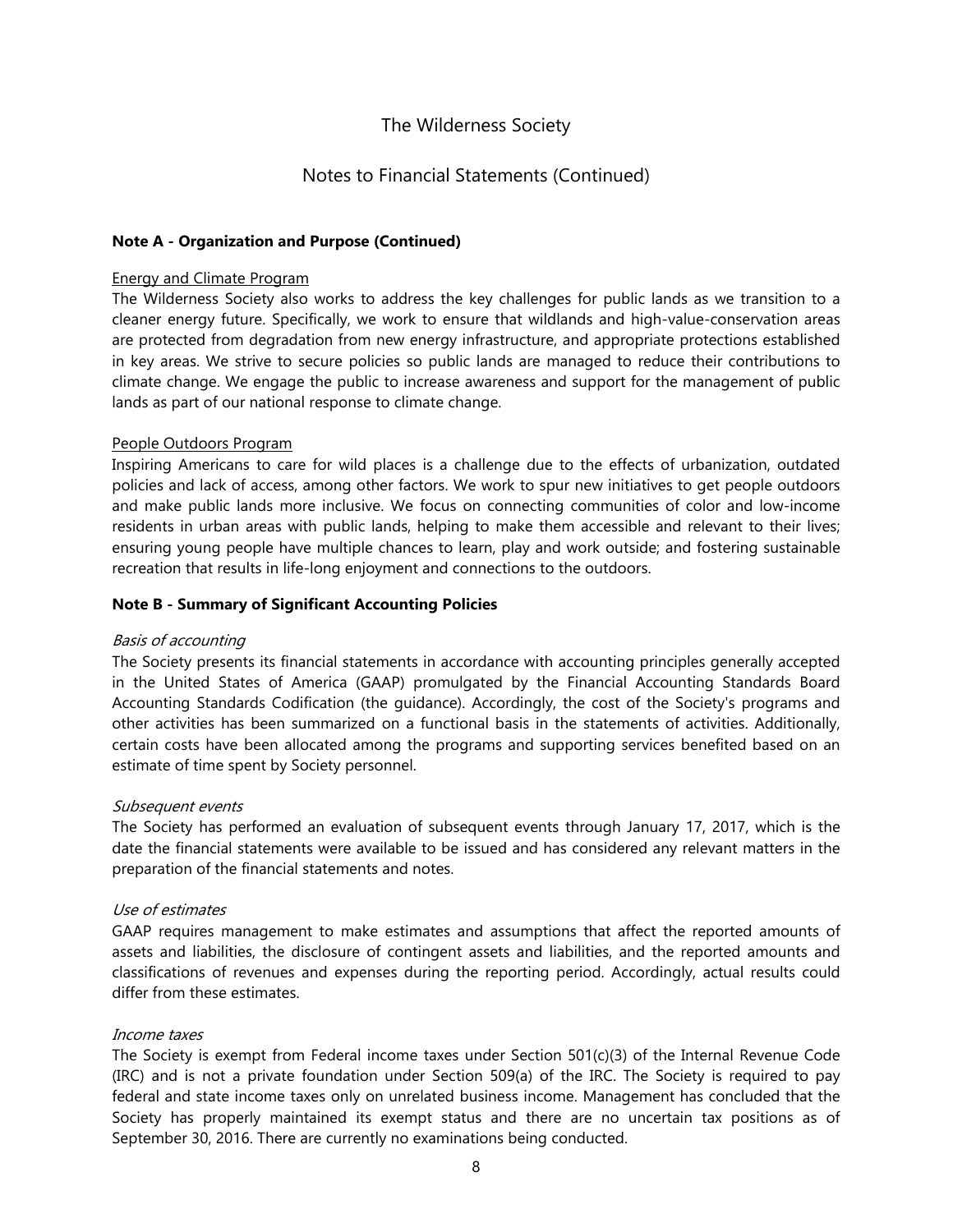### Note A - Organization and Purpose (Continued)

Energy and Climate Program

The Wilderness Society also works to address the key challenges for public lands as we transition to a cleaner energy future. Specifically, we work to ensure that wildlands and high-value-conservation areas are protected from degradation from new energy infrastructure, and appropriate protections established in key areas. We strive to secure policies so public lands are managed to reduce their contributions to climate change. We engage the public to increase awareness and support for the management of public lands as part of our national response to climate change.

People Outdoors Program

Inspiring Americans to care for wild places is a challenge due to the effects of urbanization, outdated policies and lack of access, among other factors. We work to spur new initiatives to get people outdoors and make public lands more inclusive. We focus on connecting communities of color and low-income residents in urban areas with public lands, helping to make them accessible and relevant to their lives; ensuring young people have multiple chances to learn, play and work outside; and fostering sustainable recreation that results in life-long enjoyment and connections to the outdoors.

### Note B - Summary of Significant Accounting Policies

*Basis of accounting*

The Society presents its financial statements in accordance with accounting principles generally accepted in the United States of America (GAAP) promulgated by the Financial Accounting Standards Board Accounting Standards Codification (the guidance). Accordingly, the cost of the Society's programs and other activities has been summarized on a functional basis in the statements of activities. Additionally, certain costs have been allocated among the programs and supporting services benefited based on an estimate of time spent by Society personnel.

*Subsequent events*

The Society has performed an evaluation of subsequent events through January 17, 2017, which is the date the financial statements were available to be issued and has considered any relevant matters in the preparation of the financial statements and notes.

*Use of estimates*

GAAP requires management to make estimates and assumptions that affect the reported amounts of assets and liabilities, the disclosure of contingent assets and liabilities, and the reported amounts and classifications of revenues and expenses during the reporting period. Accordingly, actual results could differ from these estimates.

*Income taxes*

The Society is exempt from Federal income taxes under Section 501(c)(3) of the Internal Revenue Code (IRC) and is not a private foundation under Section 509(a) of the IRC. The Society is required to pay federal and state income taxes only on unrelated business income. Management has concluded that the Society has properly maintained its exempt status and there are no uncertain tax positions as of September 30, 2016. There are currently no examinations being conducted.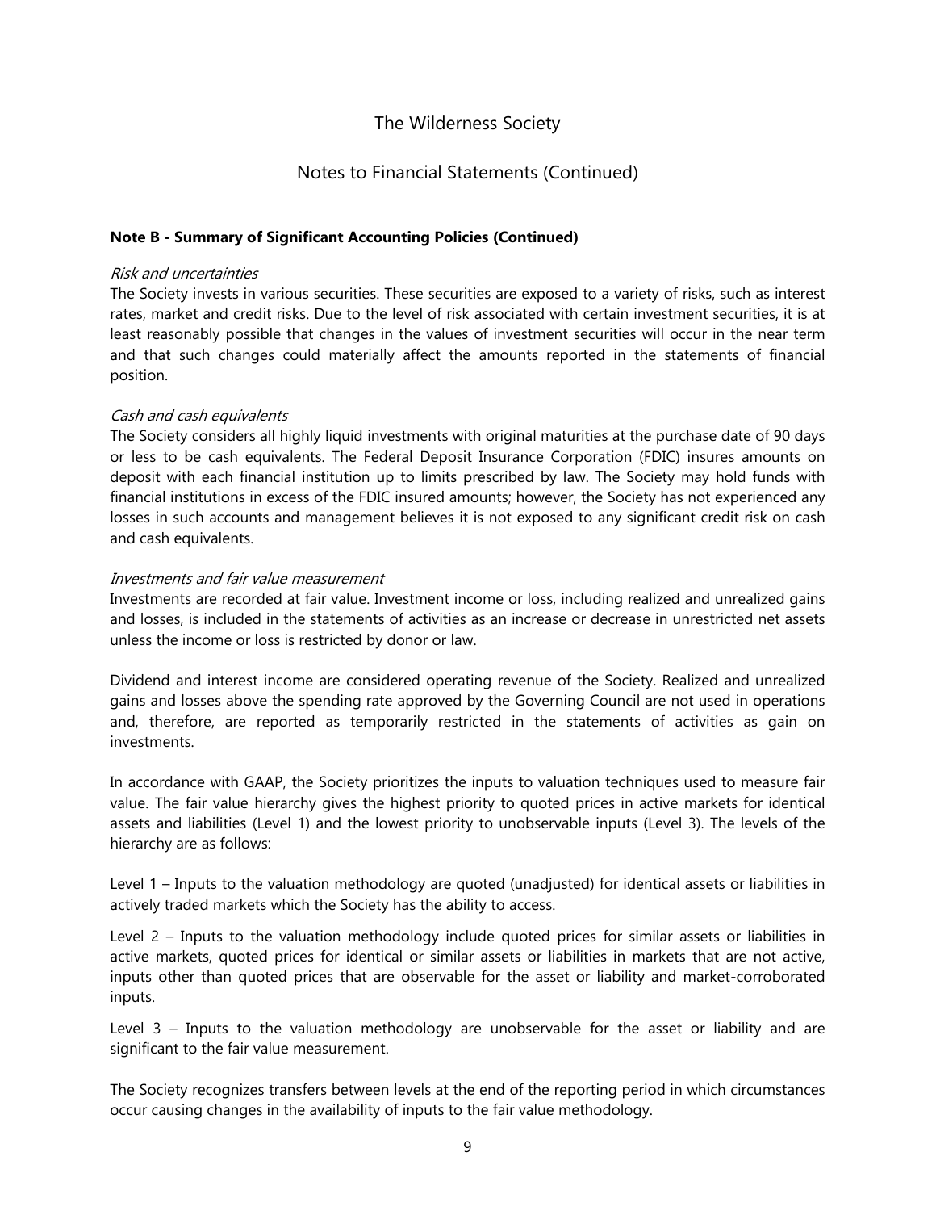### Note B - Summary of Significant Accounting Policies (Continued)

*Risk and uncertainties*

The Society invests in various securities. These securities are exposed to a variety of risks, such as interest rates, market and credit risks. Due to the level of risk associated with certain investment securities, it is at least reasonably possible that changes in the values of investment securities will occur in the near term and that such changes could materially affect the amounts reported in the statements of financial position.

*Cash and cash equivalents*

The Society considers all highly liquid investments with original maturities at the purchase date of 90 days or less to be cash equivalents. The Federal Deposit Insurance Corporation (FDIC) insures amounts on deposit with each financial institution up to limits prescribed by law. The Society may hold funds with financial institutions in excess of the FDIC insured amounts; however, the Society has not experienced any losses in such accounts and management believes it is not exposed to any significant credit risk on cash and cash equivalents.

*Investments and fair value measurement*

Investments are recorded at fair value. Investment income or loss, including realized and unrealized gains and losses, is included in the statements of activities as an increase or decrease in unrestricted net assets unless the income or loss is restricted by donor or law.

Dividend and interest income are considered operating revenue of the Society. Realized and unrealized gains and losses above the spending rate approved by the Governing Council are not used in operations and, therefore, are reported as temporarily restricted in the statements of activities as gain on investments.

In accordance with GAAP, the Society prioritizes the inputs to valuation techniques used to measure fair value. The fair value hierarchy gives the highest priority to quoted prices in active markets for identical assets and liabilities (Level 1) and the lowest priority to unobservable inputs (Level 3). The levels of the hierarchy are as follows:

Level 1 – Inputs to the valuation methodology are quoted (unadjusted) for identical assets or liabilities in actively traded markets which the Society has the ability to access.

Level 2 – Inputs to the valuation methodology include quoted prices for similar assets or liabilities in active markets, quoted prices for identical or similar assets or liabilities in markets that are not active, inputs other than quoted prices that are observable for the asset or liability and market-corroborated inputs.

Level 3 – Inputs to the valuation methodology are unobservable for the asset or liability and are significant to the fair value measurement.

The Society recognizes transfers between levels at the end of the reporting period in which circumstances occur causing changes in the availability of inputs to the fair value methodology.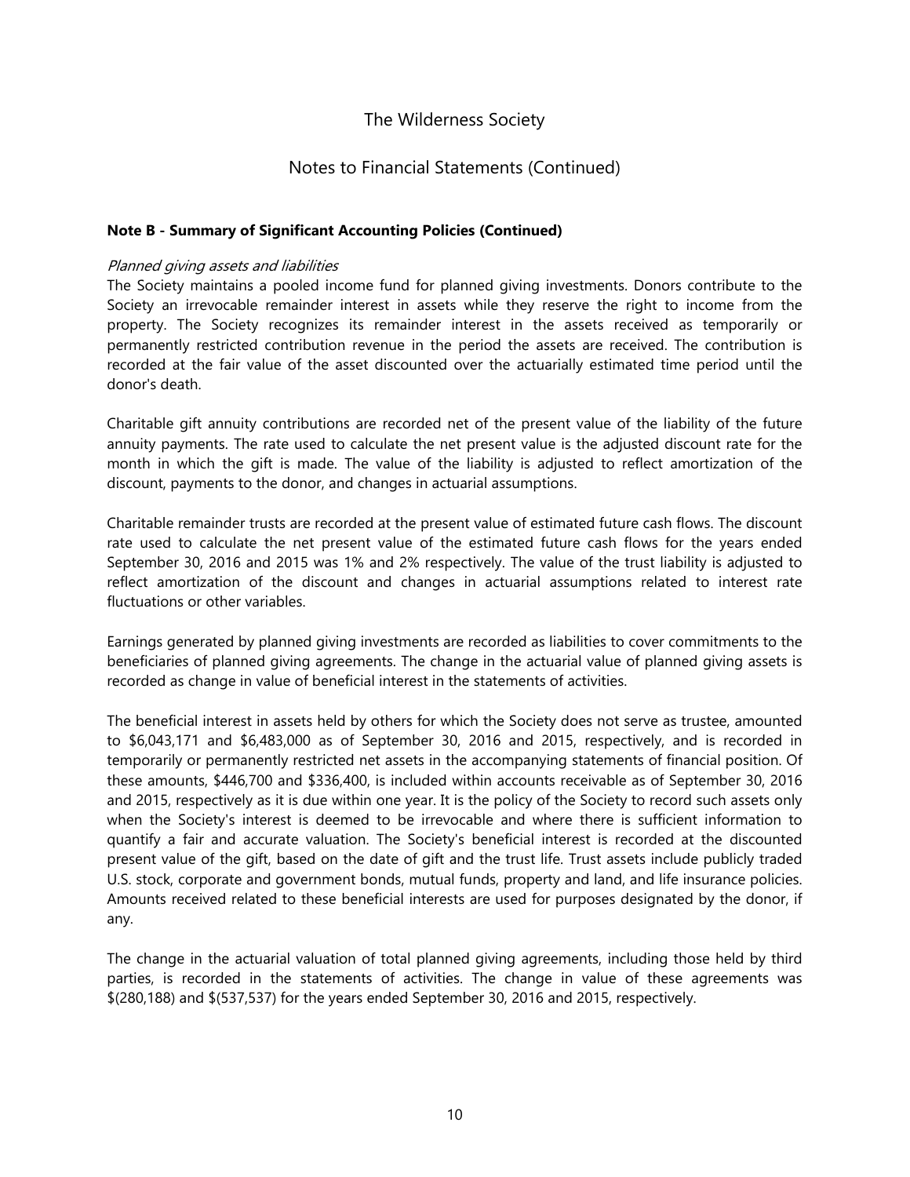**Note B - Summary of Significant Accounting Policies (Continued)**

*Planned giving assets and liabilities*

The Society maintains a pooled income fund for planned giving investments. Donors contribute to the Society an irrevocable remainder interest in assets while they reserve the right to income from the property. The Society recognizes its remainder interest in the assets received as temporarily or permanently restricted contribution revenue in the period the assets are received. The contribution is recorded at the fair value of the asset discounted over the actuarially estimated time period until the donor's death.

Charitable gift annuity contributions are recorded net of the present value of the liability of the future annuity payments. The rate used to calculate the net present value is the adjusted discount rate for the month in which the gift is made. The value of the liability is adjusted to reflect amortization of the discount, payments to the donor, and changes in actuarial assumptions.

Charitable remainder trusts are recorded at the present value of estimated future cash flows. The discount rate used to calculate the net present value of the estimated future cash flows for the years ended September 30, 2016 and 2015 was 1% and 2% respectively. The value of the trust liability is adjusted to reflect amortization of the discount and changes in actuarial assumptions related to interest rate fluctuations or other variables.

Earnings generated by planned giving investments are recorded as liabilities to cover commitments to the beneficiaries of planned giving agreements. The change in the actuarial value of planned giving assets is recorded as change in value of beneficial interest in the statements of activities.

The beneficial interest in assets held by others for which the Society does not serve as trustee, amounted to $6,043,171 and $6,483,000 as of September 30, 2016 and 2015, respectively, and is recorded in temporarily or permanently restricted net assets in the accompanying statements of financial position. Of these amounts, $446,700 and $336,400, is included within accounts receivable as of September 30, 2016 and 2015, respectively as it is due within one year. It is the policy of the Society to record such assets only when the Society's interest is deemed to be irrevocable and where there is sufficient information to quantify a fair and accurate valuation. The Society's beneficial interest is recorded at the discounted present value of the gift, based on the date of gift and the trust life. Trust assets include publicly traded U.S. stock, corporate and government bonds, mutual funds, property and land, and life insurance policies. Amounts received related to these beneficial interests are used for purposes designated by the donor, if any.

The change in the actuarial valuation of total planned giving agreements, including those held by third parties, is recorded in the statements of activities. The change in value of these agreements was $(280,188) and $(537,537) for the years ended September 30, 2016 and 2015, respectively.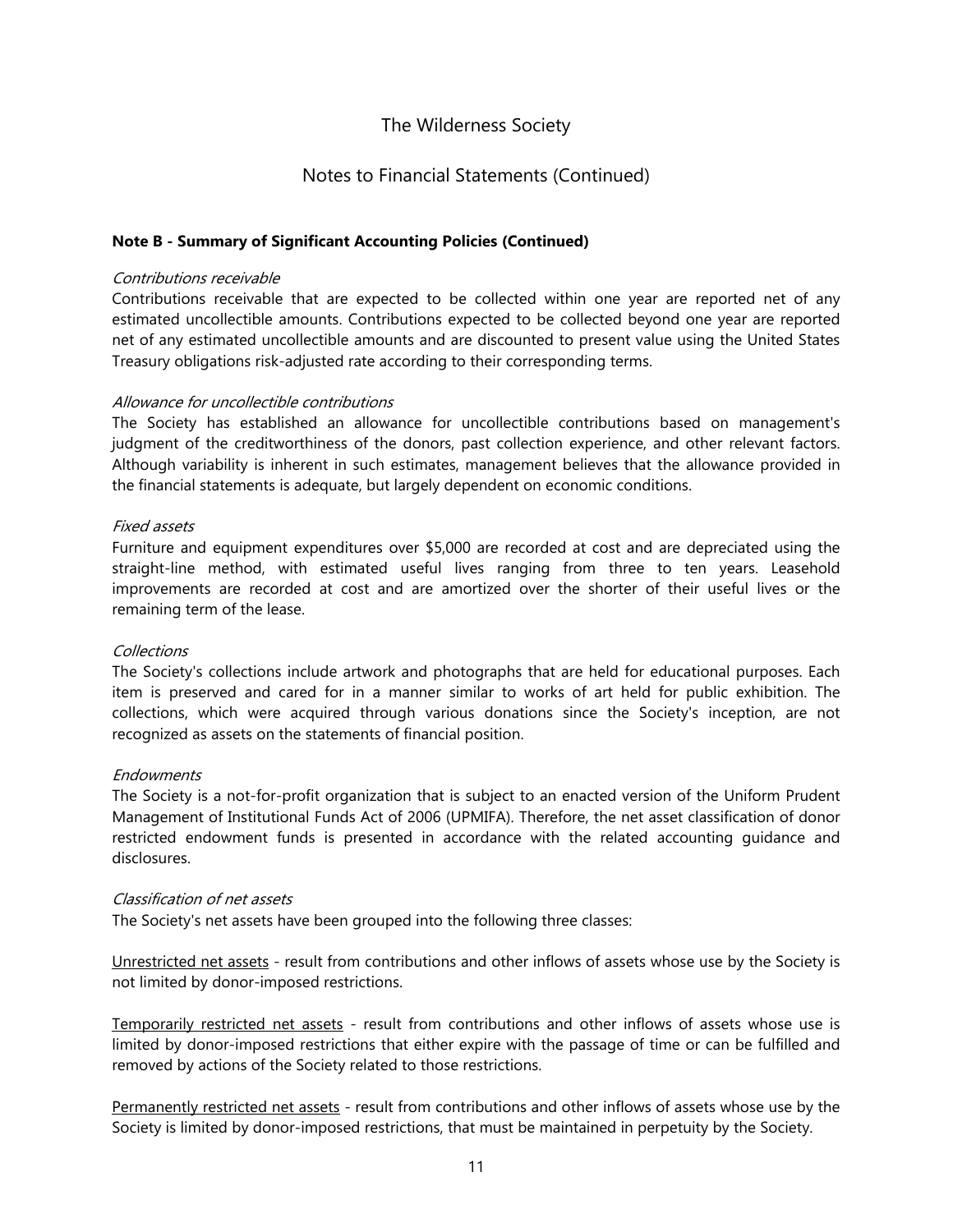# The Wilderness Society

## Notes to Financial Statements (Continued)

**Note B - Summary of Significant Accounting Policies (Continued)**

*Contributions receivable*

Contributions receivable that are expected to be collected within one year are reported net of any estimated uncollectible amounts. Contributions expected to be collected beyond one year are reported net of any estimated uncollectible amounts and are discounted to present value using the United States Treasury obligations risk-adjusted rate according to their corresponding terms.

*Allowance for uncollectible contributions*

The Society has established an allowance for uncollectible contributions based on management's judgment of the creditworthiness of the donors, past collection experience, and other relevant factors. Although variability is inherent in such estimates, management believes that the allowance provided in the financial statements is adequate, but largely dependent on economic conditions.

*Fixed assets*

Furniture and equipment expenditures over $5,000 are recorded at cost and are depreciated using the straight-line method, with estimated useful lives ranging from three to ten years. Leasehold improvements are recorded at cost and are amortized over the shorter of their useful lives or the remaining term of the lease.

*Collections*

The Society's collections include artwork and photographs that are held for educational purposes. Each item is preserved and cared for in a manner similar to works of art held for public exhibition. The collections, which were acquired through various donations since the Society's inception, are not recognized as assets on the statements of financial position.

*Endowments*

The Society is a not-for-profit organization that is subject to an enacted version of the Uniform Prudent Management of Institutional Funds Act of 2006 (UPMIFA). Therefore, the net asset classification of donor restricted endowment funds is presented in accordance with the related accounting guidance and disclosures.

*Classification of net assets*

The Society's net assets have been grouped into the following three classes:

Unrestricted net assets - result from contributions and other inflows of assets whose use by the Society is not limited by donor-imposed restrictions.

Temporarily restricted net assets - result from contributions and other inflows of assets whose use is limited by donor-imposed restrictions that either expire with the passage of time or can be fulfilled and removed by actions of the Society related to those restrictions.

Permanently restricted net assets - result from contributions and other inflows of assets whose use by the Society is limited by donor-imposed restrictions, that must be maintained in perpetuity by the Society.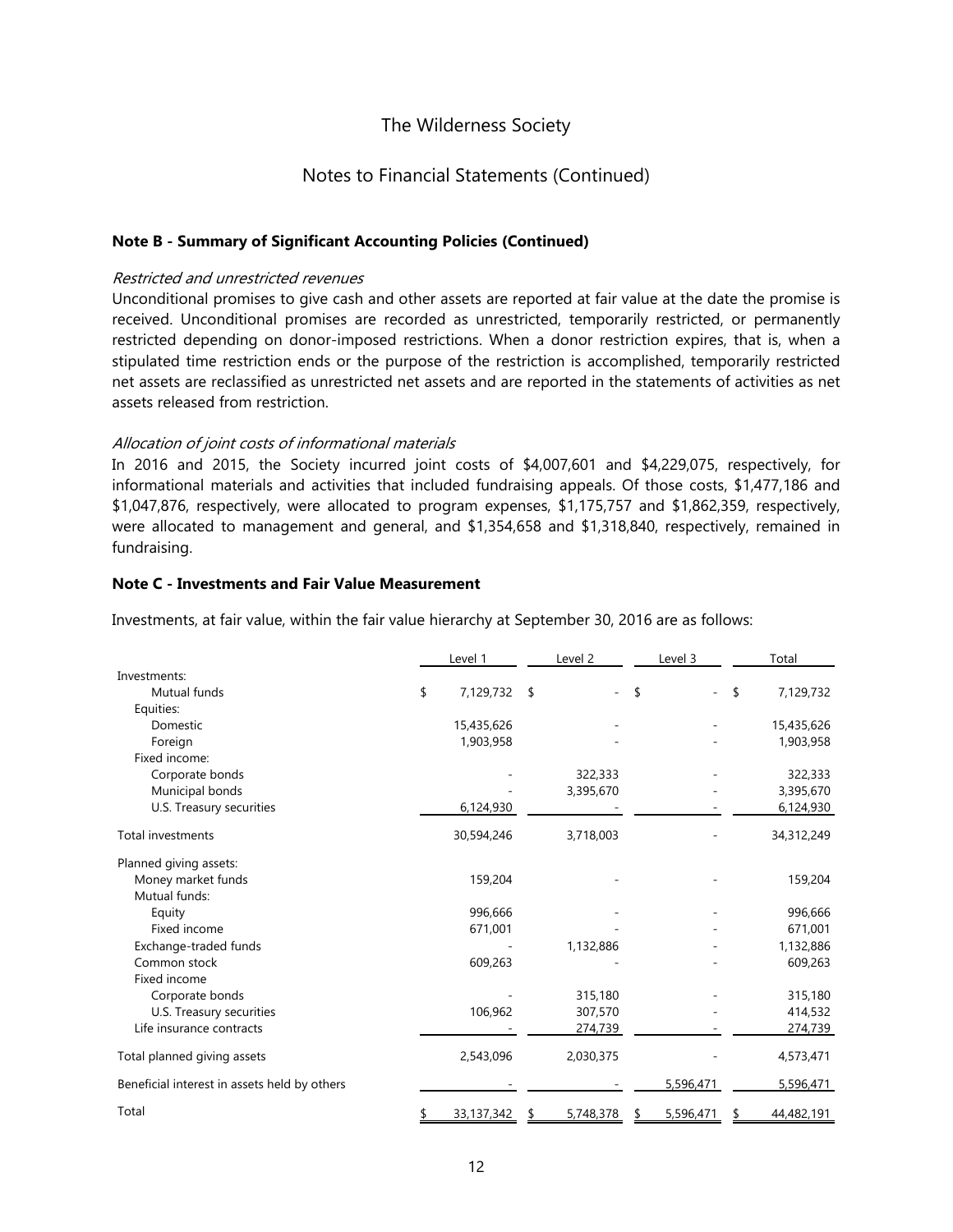# The Wilderness Society

## Notes to Financial Statements (Continued)

### Note B - Summary of Significant Accounting Policies (Continued)

*Restricted and unrestricted revenues*

Unconditional promises to give cash and other assets are reported at fair value at the date the promise is received. Unconditional promises are recorded as unrestricted, temporarily restricted, or permanently restricted depending on donor-imposed restrictions. When a donor restriction expires, that is, when a stipulated time restriction ends or the purpose of the restriction is accomplished, temporarily restricted net assets are reclassified as unrestricted net assets and are reported in the statements of activities as net assets released from restriction.

*Allocation of joint costs of informational materials*

In 2016 and 2015, the Society incurred joint costs of $4,007,601 and $4,229,075, respectively, for informational materials and activities that included fundraising appeals. Of those costs, $1,477,186 and $1,047,876, respectively, were allocated to program expenses, $1,175,757 and $1,862,359, respectively, were allocated to management and general, and $1,354,658 and $1,318,840, respectively, remained in fundraising.

### Note C - Investments and Fair Value Measurement

Investments, at fair value, within the fair value hierarchy at September 30, 2016 are as follows:

| | Level 1 | Level 2 | Level 3 | Total |
|---|---|---|---|---|
| Investments: | | | | |
| Mutual funds | $ 7,129,732 | $ - | $ - | $ 7,129,732 |
| Equities: | | | | |
| Domestic | 15,435,626 | - | - | 15,435,626 |
| Foreign | 1,903,958 | - | - | 1,903,958 |
| Fixed income: | | | | |
| Corporate bonds | - | 322,333 | - | 322,333 |
| Municipal bonds | - | 3,395,670 | - | 3,395,670 |
| U.S. Treasury securities | 6,124,930 | - | - | 6,124,930 |
| Total investments | 30,594,246 | 3,718,003 | - | 34,312,249 |
| Planned giving assets: | | | | |
| Money market funds | 159,204 | - | - | 159,204 |
| Mutual funds: | | | | |
| Equity | 996,666 | - | - | 996,666 |
| Fixed income | 671,001 | - | - | 671,001 |
| Exchange-traded funds | - | 1,132,886 | - | 1,132,886 |
| Common stock | 609,263 | - | - | 609,263 |
| Fixed income | | | | |
| Corporate bonds | - | 315,180 | - | 315,180 |
| U.S. Treasury securities | 106,962 | 307,570 | - | 414,532 |
| Life insurance contracts | - | 274,739 | - | 274,739 |
| Total planned giving assets | 2,543,096 | 2,030,375 | - | 4,573,471 |
| Beneficial interest in assets held by others | - | - | 5,596,471 | 5,596,471 |
| Total | $ 33,137,342 | $ 5,748,378 | $ 5,596,471 | $ 44,482,191 |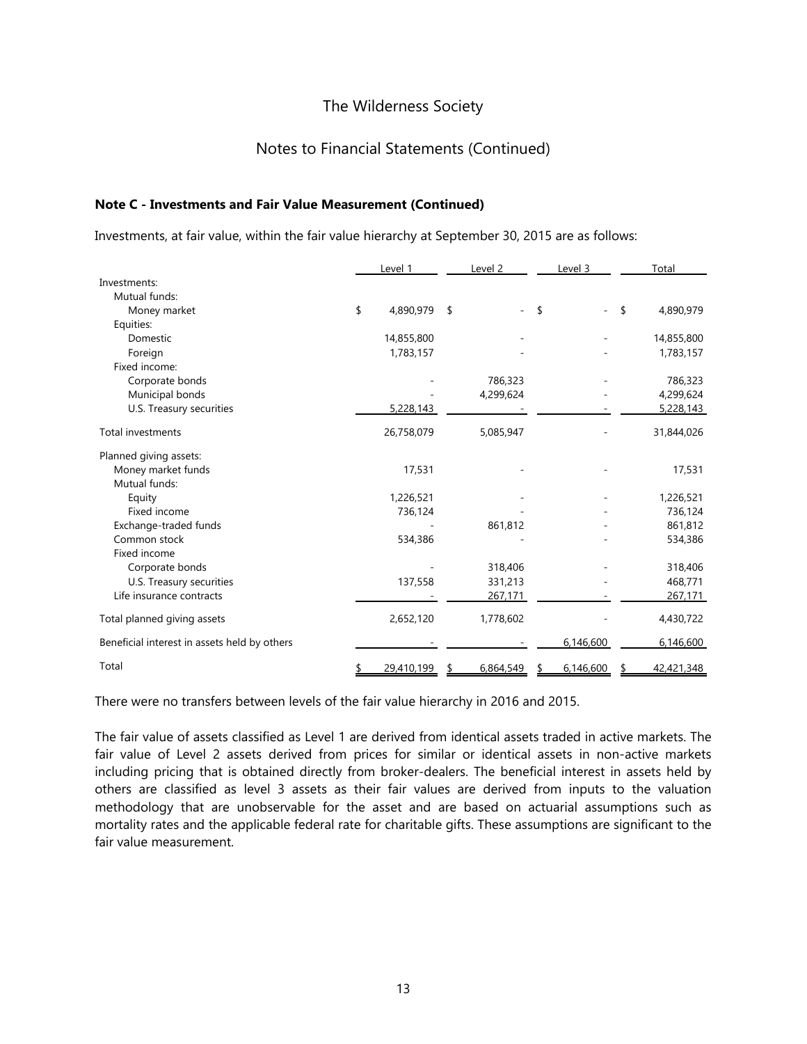The Wilderness Society

Notes to Financial Statements (Continued)

**Note C - Investments and Fair Value Measurement (Continued)**

Investments, at fair value, within the fair value hierarchy at September 30, 2015 are as follows:

| | Level 1 | Level 2 | Level 3 | Total |
|---|---|---|---|---|
| Investments: | | | | |
| Mutual funds: | | | | |
| Money market | $ 4,890,979 | $ - | $ - | $ 4,890,979 |
| Equities: | | | | |
| Domestic | 14,855,800 | - | - | 14,855,800 |
| Foreign | 1,783,157 | - | - | 1,783,157 |
| Fixed income: | | | | |
| Corporate bonds | - | 786,323 | - | 786,323 |
| Municipal bonds | - | 4,299,624 | - | 4,299,624 |
| U.S. Treasury securities | 5,228,143 | - | - | 5,228,143 |
| Total investments | 26,758,079 | 5,085,947 | - | 31,844,026 |
| Planned giving assets: | | | | |
| Money market funds | 17,531 | - | - | 17,531 |
| Mutual funds: | | | | |
| Equity | 1,226,521 | - | - | 1,226,521 |
| Fixed income | 736,124 | - | - | 736,124 |
| Exchange-traded funds | - | 861,812 | - | 861,812 |
| Common stock | 534,386 | - | - | 534,386 |
| Fixed income | | | | |
| Corporate bonds | - | 318,406 | - | 318,406 |
| U.S. Treasury securities | 137,558 | 331,213 | - | 468,771 |
| Life insurance contracts | - | 267,171 | - | 267,171 |
| Total planned giving assets | 2,652,120 | 1,778,602 | - | 4,430,722 |
| Beneficial interest in assets held by others | - | - | 6,146,600 | 6,146,600 |
| Total | $ 29,410,199 | $ 6,864,549 | $ 6,146,600 | $ 42,421,348 |

There were no transfers between levels of the fair value hierarchy in 2016 and 2015.

The fair value of assets classified as Level 1 are derived from identical assets traded in active markets. The fair value of Level 2 assets derived from prices for similar or identical assets in non-active markets including pricing that is obtained directly from broker-dealers. The beneficial interest in assets held by others are classified as level 3 assets as their fair values are derived from inputs to the valuation methodology that are unobservable for the asset and are based on actuarial assumptions such as mortality rates and the applicable federal rate for charitable gifts. These assumptions are significant to the fair value measurement.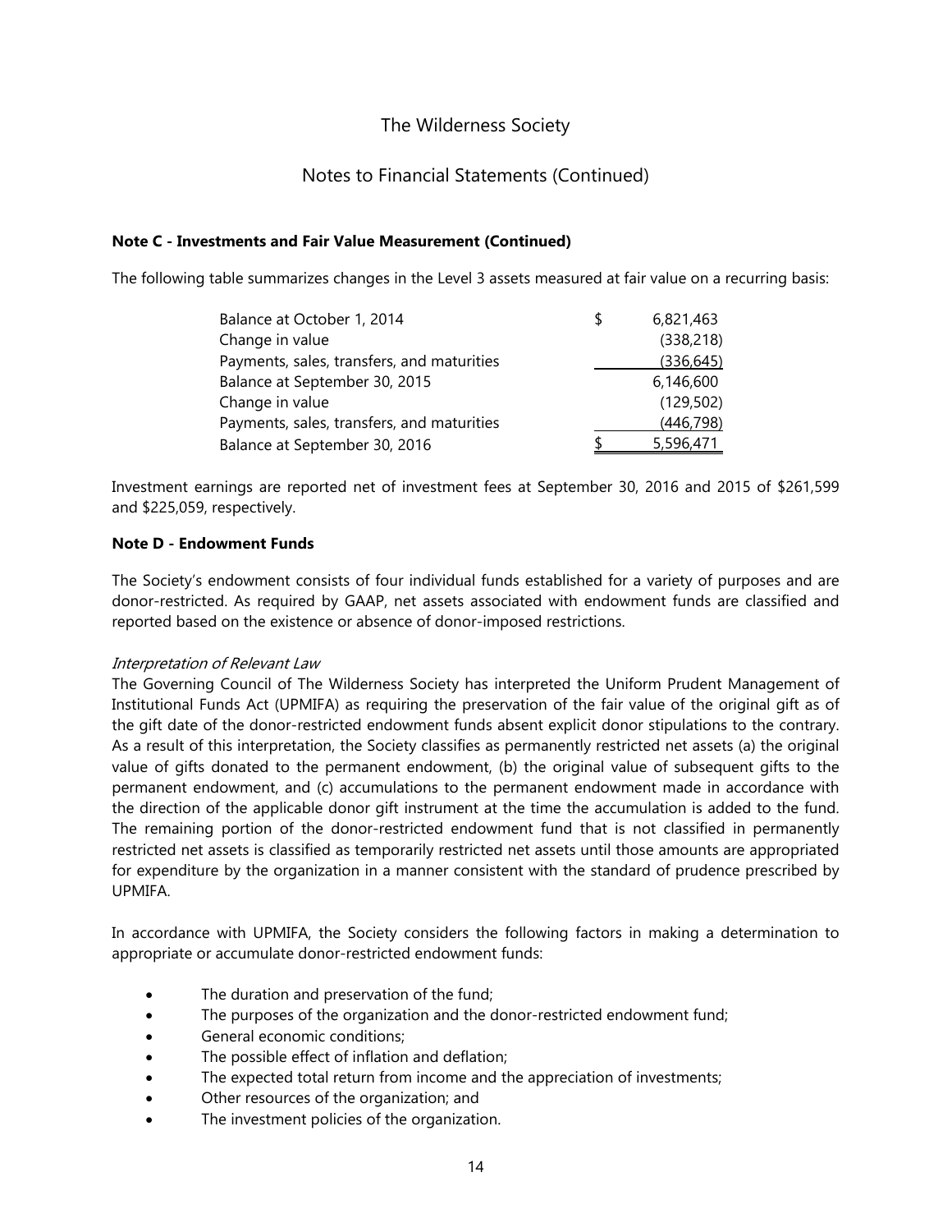# The Wilderness Society

## Notes to Financial Statements (Continued)

**Note C - Investments and Fair Value Measurement (Continued)**

The following table summarizes changes in the Level 3 assets measured at fair value on a recurring basis:

| | | |
|---|---|---|
| Balance at October 1, 2014 | $ | 6,821,463 |
| Change in value | | (338,218) |
| Payments, sales, transfers, and maturities | | (336,645) |
| Balance at September 30, 2015 | | 6,146,600 |
| Change in value | | (129,502) |
| Payments, sales, transfers, and maturities | | (446,798) |
| Balance at September 30, 2016 | $ | 5,596,471 |

Investment earnings are reported net of investment fees at September 30, 2016 and 2015 of $261,599 and $225,059, respectively.

**Note D - Endowment Funds**

The Society's endowment consists of four individual funds established for a variety of purposes and are donor-restricted. As required by GAAP, net assets associated with endowment funds are classified and reported based on the existence or absence of donor-imposed restrictions.

*Interpretation of Relevant Law*

The Governing Council of The Wilderness Society has interpreted the Uniform Prudent Management of Institutional Funds Act (UPMIFA) as requiring the preservation of the fair value of the original gift as of the gift date of the donor-restricted endowment funds absent explicit donor stipulations to the contrary. As a result of this interpretation, the Society classifies as permanently restricted net assets (a) the original value of gifts donated to the permanent endowment, (b) the original value of subsequent gifts to the permanent endowment, and (c) accumulations to the permanent endowment made in accordance with the direction of the applicable donor gift instrument at the time the accumulation is added to the fund. The remaining portion of the donor-restricted endowment fund that is not classified in permanently restricted net assets is classified as temporarily restricted net assets until those amounts are appropriated for expenditure by the organization in a manner consistent with the standard of prudence prescribed by UPMIFA.

In accordance with UPMIFA, the Society considers the following factors in making a determination to appropriate or accumulate donor-restricted endowment funds:

- The duration and preservation of the fund;
- The purposes of the organization and the donor-restricted endowment fund;
- General economic conditions;
- The possible effect of inflation and deflation;
- The expected total return from income and the appreciation of investments;
- Other resources of the organization; and
- The investment policies of the organization.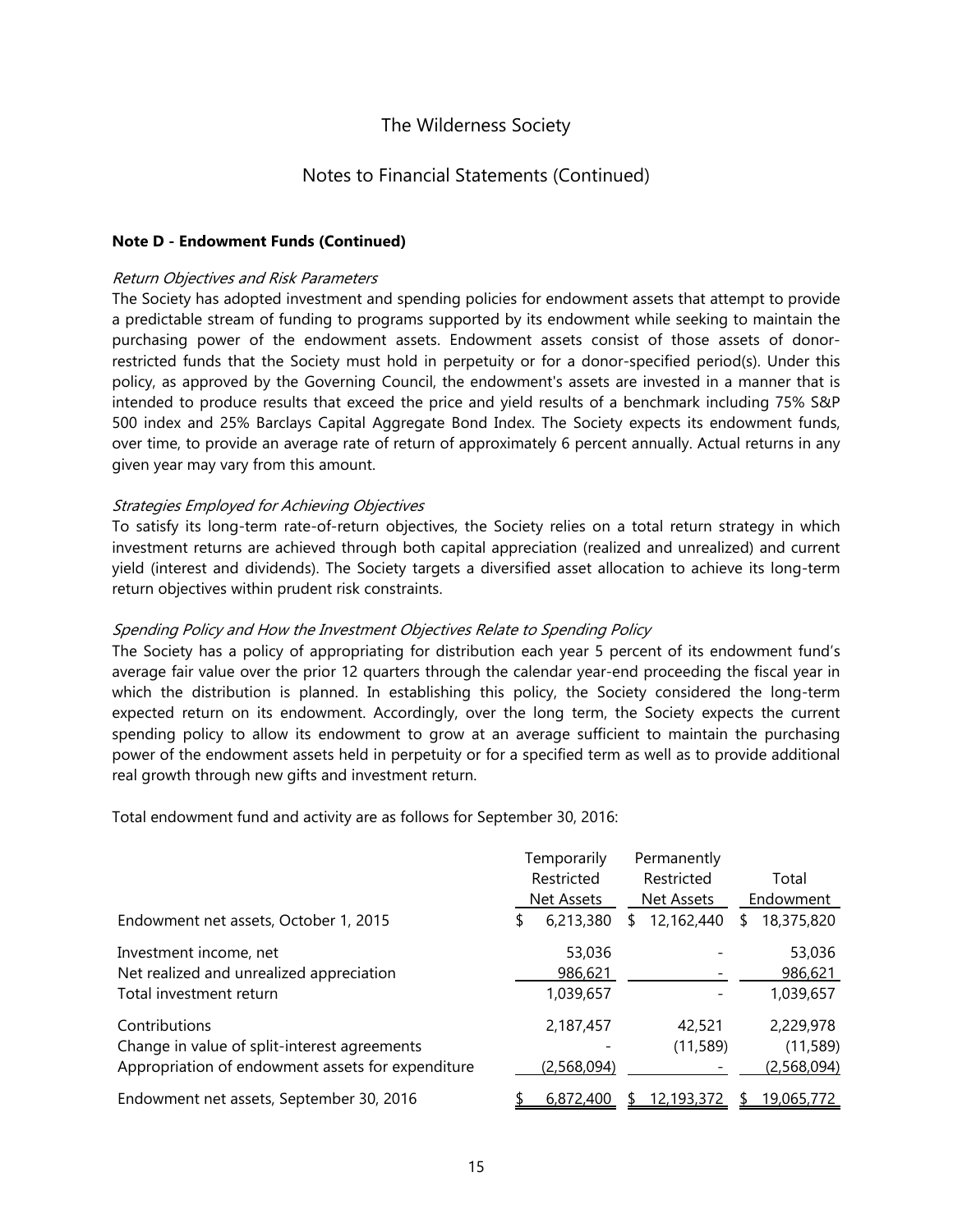**Note D - Endowment Funds (Continued)**

*Return Objectives and Risk Parameters*

The Society has adopted investment and spending policies for endowment assets that attempt to provide a predictable stream of funding to programs supported by its endowment while seeking to maintain the purchasing power of the endowment assets. Endowment assets consist of those assets of donor-restricted funds that the Society must hold in perpetuity or for a donor-specified period(s). Under this policy, as approved by the Governing Council, the endowment's assets are invested in a manner that is intended to produce results that exceed the price and yield results of a benchmark including 75% S&P 500 index and 25% Barclays Capital Aggregate Bond Index. The Society expects its endowment funds, over time, to provide an average rate of return of approximately 6 percent annually. Actual returns in any given year may vary from this amount.

*Strategies Employed for Achieving Objectives*

To satisfy its long-term rate-of-return objectives, the Society relies on a total return strategy in which investment returns are achieved through both capital appreciation (realized and unrealized) and current yield (interest and dividends). The Society targets a diversified asset allocation to achieve its long-term return objectives within prudent risk constraints.

*Spending Policy and How the Investment Objectives Relate to Spending Policy*

The Society has a policy of appropriating for distribution each year 5 percent of its endowment fund's average fair value over the prior 12 quarters through the calendar year-end proceeding the fiscal year in which the distribution is planned. In establishing this policy, the Society considered the long-term expected return on its endowment. Accordingly, over the long term, the Society expects the current spending policy to allow its endowment to grow at an average sufficient to maintain the purchasing power of the endowment assets held in perpetuity or for a specified term as well as to provide additional real growth through new gifts and investment return.

Total endowment fund and activity are as follows for September 30, 2016:

| | Temporarily Restricted Net Assets | Permanently Restricted Net Assets | Total Endowment |
|---|---|---|---|
| Endowment net assets, October 1, 2015 | $ 6,213,380 | $ 12,162,440 | $ 18,375,820 |
| Investment income, net | 53,036 | - | 53,036 |
| Net realized and unrealized appreciation | 986,621 | - | 986,621 |
| Total investment return | 1,039,657 | - | 1,039,657 |
| Contributions | 2,187,457 | 42,521 | 2,229,978 |
| Change in value of split-interest agreements | - | (11,589) | (11,589) |
| Appropriation of endowment assets for expenditure | (2,568,094) | - | (2,568,094) |
| Endowment net assets, September 30, 2016 | $ 6,872,400 | $ 12,193,372 | $ 19,065,772 |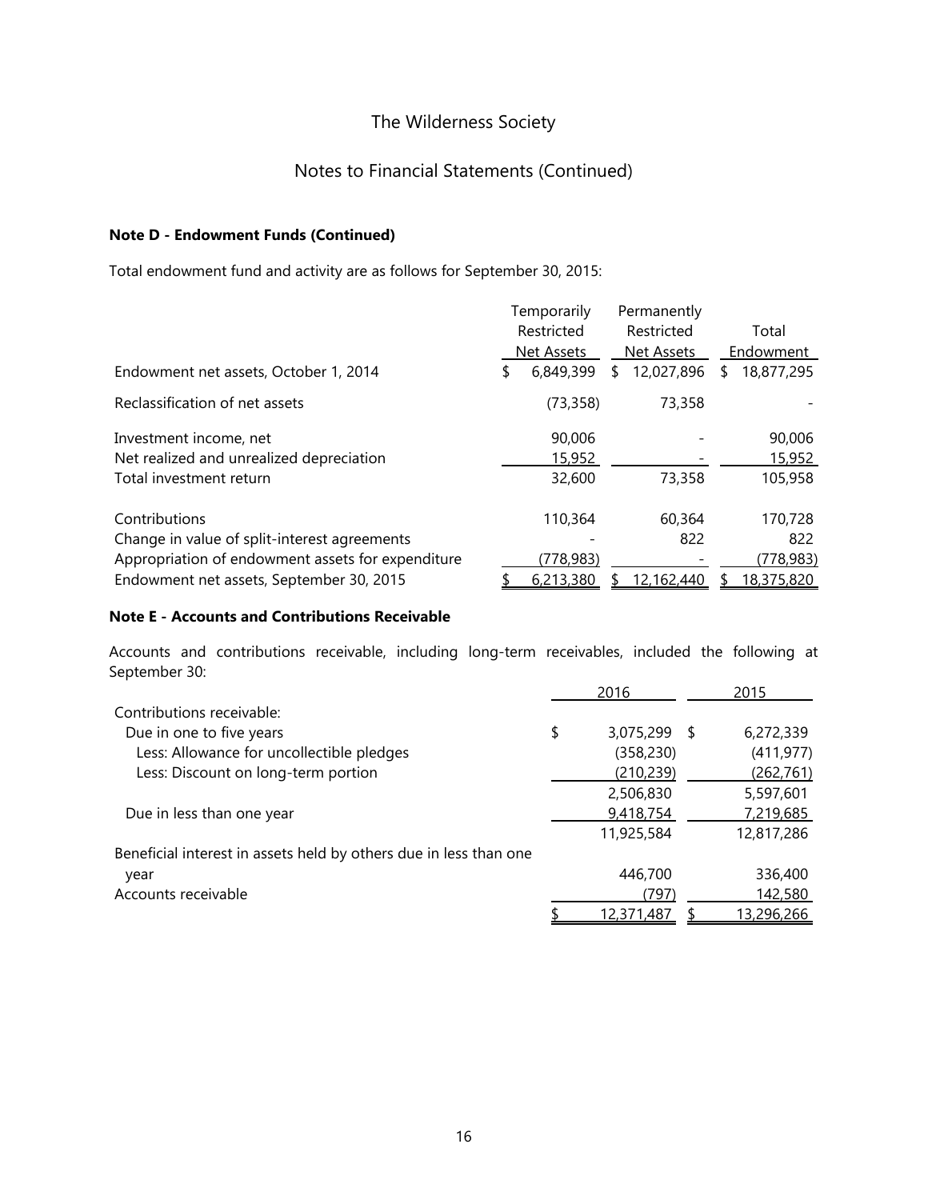# The Wilderness Society

## Notes to Financial Statements (Continued)

### Note D - Endowment Funds (Continued)

Total endowment fund and activity are as follows for September 30, 2015:

| | Temporarily Restricted Net Assets | Permanently Restricted Net Assets | Total Endowment |
|---|---|---|---|
| Endowment net assets, October 1, 2014 | $ 6,849,399 | $ 12,027,896 | $ 18,877,295 |
| Reclassification of net assets | (73,358) | 73,358 | - |
| Investment income, net | 90,006 | - | 90,006 |
| Net realized and unrealized depreciation | 15,952 | - | 15,952 |
| Total investment return | 32,600 | 73,358 | 105,958 |
| Contributions | 110,364 | 60,364 | 170,728 |
| Change in value of split-interest agreements | - | 822 | 822 |
| Appropriation of endowment assets for expenditure | (778,983) | - | (778,983) |
| Endowment net assets, September 30, 2015 | $ 6,213,380 | $ 12,162,440 | $ 18,375,820 |

### Note E - Accounts and Contributions Receivable

Accounts and contributions receivable, including long-term receivables, included the following at September 30:

| | 2016 | 2015 |
|---|---|---|
| Contributions receivable: | | |
| Due in one to five years | $ 3,075,299 | $ 6,272,339 |
| Less: Allowance for uncollectible pledges | (358,230) | (411,977) |
| Less: Discount on long-term portion | (210,239) | (262,761) |
| | 2,506,830 | 5,597,601 |
| Due in less than one year | 9,418,754 | 7,219,685 |
| | 11,925,584 | 12,817,286 |
| Beneficial interest in assets held by others due in less than one year | 446,700 | 336,400 |
| Accounts receivable | (797) | 142,580 |
| | $ 12,371,487 | $ 13,296,266 |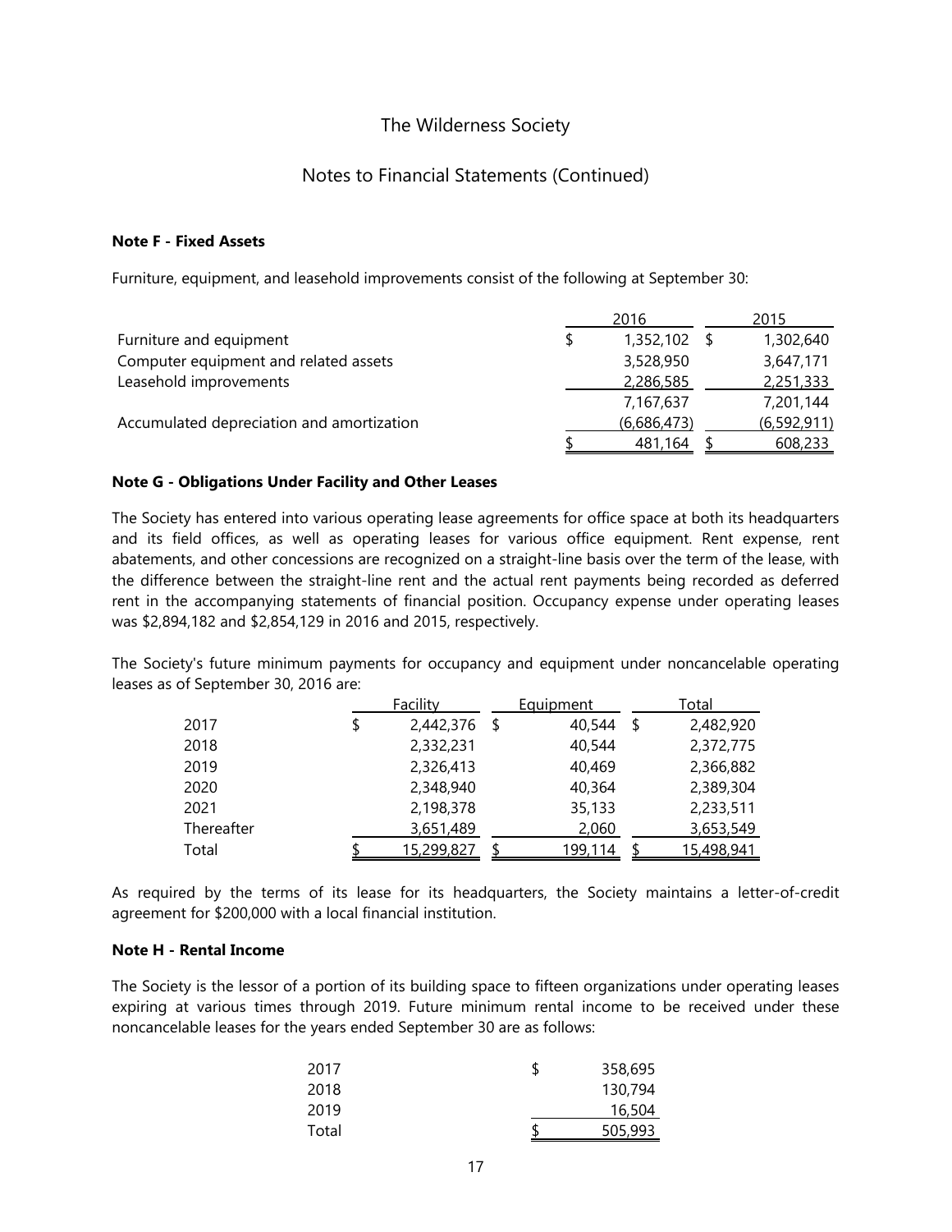# The Wilderness Society

## Notes to Financial Statements (Continued)

**Note F - Fixed Assets**

Furniture, equipment, and leasehold improvements consist of the following at September 30:

| | 2016 | 2015 |
|---|---|---|
| Furniture and equipment | $ 1,352,102 | $ 1,302,640 |
| Computer equipment and related assets | 3,528,950 | 3,647,171 |
| Leasehold improvements | 2,286,585 | 2,251,333 |
| | 7,167,637 | 7,201,144 |
| Accumulated depreciation and amortization | (6,686,473) | (6,592,911) |
| | $ 481,164 | $ 608,233 |

**Note G - Obligations Under Facility and Other Leases**

The Society has entered into various operating lease agreements for office space at both its headquarters and its field offices, as well as operating leases for various office equipment. Rent expense, rent abatements, and other concessions are recognized on a straight-line basis over the term of the lease, with the difference between the straight-line rent and the actual rent payments being recorded as deferred rent in the accompanying statements of financial position. Occupancy expense under operating leases was $2,894,182 and $2,854,129 in 2016 and 2015, respectively.

The Society's future minimum payments for occupancy and equipment under noncancelable operating leases as of September 30, 2016 are:

| | Facility | Equipment | Total |
|---|---|---|---|
| 2017 | $ 2,442,376 | $ 40,544 | $ 2,482,920 |
| 2018 | 2,332,231 | 40,544 | 2,372,775 |
| 2019 | 2,326,413 | 40,469 | 2,366,882 |
| 2020 | 2,348,940 | 40,364 | 2,389,304 |
| 2021 | 2,198,378 | 35,133 | 2,233,511 |
| Thereafter | 3,651,489 | 2,060 | 3,653,549 |
| Total | $ 15,299,827 | $ 199,114 | $ 15,498,941 |

As required by the terms of its lease for its headquarters, the Society maintains a letter-of-credit agreement for $200,000 with a local financial institution.

**Note H - Rental Income**

The Society is the lessor of a portion of its building space to fifteen organizations under operating leases expiring at various times through 2019. Future minimum rental income to be received under these noncancelable leases for the years ended September 30 are as follows:

| | |
|---|---|
| 2017 | $ 358,695 |
| 2018 | 130,794 |
| 2019 | 16,504 |
| Total | $ 505,993 |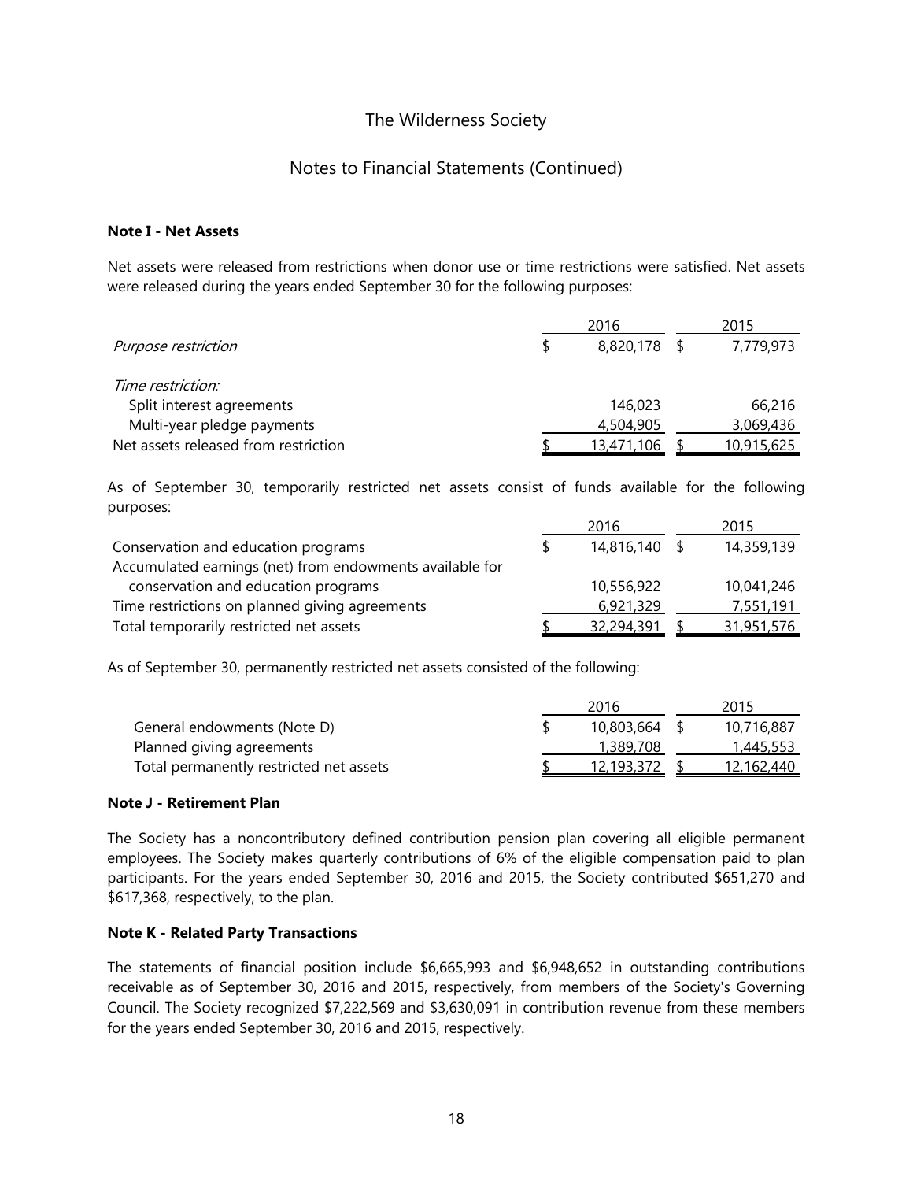# The Wilderness Society

## Notes to Financial Statements (Continued)

### Note I - Net Assets

Net assets were released from restrictions when donor use or time restrictions were satisfied. Net assets were released during the years ended September 30 for the following purposes:

| | 2016 | 2015 |
|---|---|---|
| *Purpose restriction* | $ 8,820,178 | $ 7,779,973 |
| *Time restriction:* | | |
| Split interest agreements | 146,023 | 66,216 |
| Multi-year pledge payments | 4,504,905 | 3,069,436 |
| Net assets released from restriction | $ 13,471,106 | $ 10,915,625 |

As of September 30, temporarily restricted net assets consist of funds available for the following purposes:

| | 2016 | 2015 |
|---|---|---|
| Conservation and education programs | $ 14,816,140 | $ 14,359,139 |
| Accumulated earnings (net) from endowments available for conservation and education programs | 10,556,922 | 10,041,246 |
| Time restrictions on planned giving agreements | 6,921,329 | 7,551,191 |
| Total temporarily restricted net assets | $ 32,294,391 | $ 31,951,576 |

As of September 30, permanently restricted net assets consisted of the following:

| | 2016 | 2015 |
|---|---|---|
| General endowments (Note D) | $ 10,803,664 | $ 10,716,887 |
| Planned giving agreements | 1,389,708 | 1,445,553 |
| Total permanently restricted net assets | $ 12,193,372 | $ 12,162,440 |

### Note J - Retirement Plan

The Society has a noncontributory defined contribution pension plan covering all eligible permanent employees. The Society makes quarterly contributions of 6% of the eligible compensation paid to plan participants. For the years ended September 30, 2016 and 2015, the Society contributed $651,270 and $617,368, respectively, to the plan.

### Note K - Related Party Transactions

The statements of financial position include $6,665,993 and $6,948,652 in outstanding contributions receivable as of September 30, 2016 and 2015, respectively, from members of the Society's Governing Council. The Society recognized $7,222,569 and $3,630,091 in contribution revenue from these members for the years ended September 30, 2016 and 2015, respectively.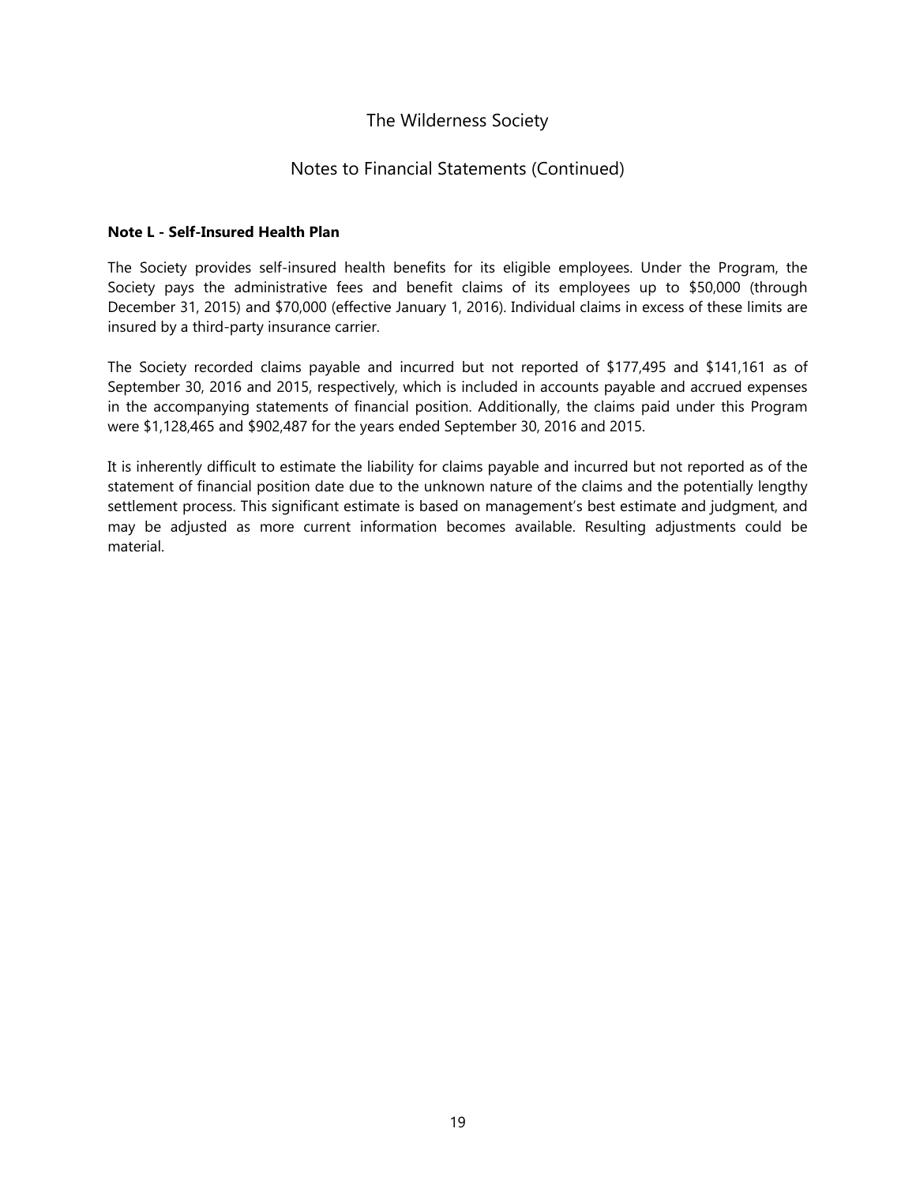**Note L - Self-Insured Health Plan**

The Society provides self-insured health benefits for its eligible employees. Under the Program, the Society pays the administrative fees and benefit claims of its employees up to $50,000 (through December 31, 2015) and $70,000 (effective January 1, 2016). Individual claims in excess of these limits are insured by a third-party insurance carrier.

The Society recorded claims payable and incurred but not reported of $177,495 and $141,161 as of September 30, 2016 and 2015, respectively, which is included in accounts payable and accrued expenses in the accompanying statements of financial position. Additionally, the claims paid under this Program were $1,128,465 and $902,487 for the years ended September 30, 2016 and 2015.

It is inherently difficult to estimate the liability for claims payable and incurred but not reported as of the statement of financial position date due to the unknown nature of the claims and the potentially lengthy settlement process. This significant estimate is based on management's best estimate and judgment, and may be adjusted as more current information becomes available. Resulting adjustments could be material.